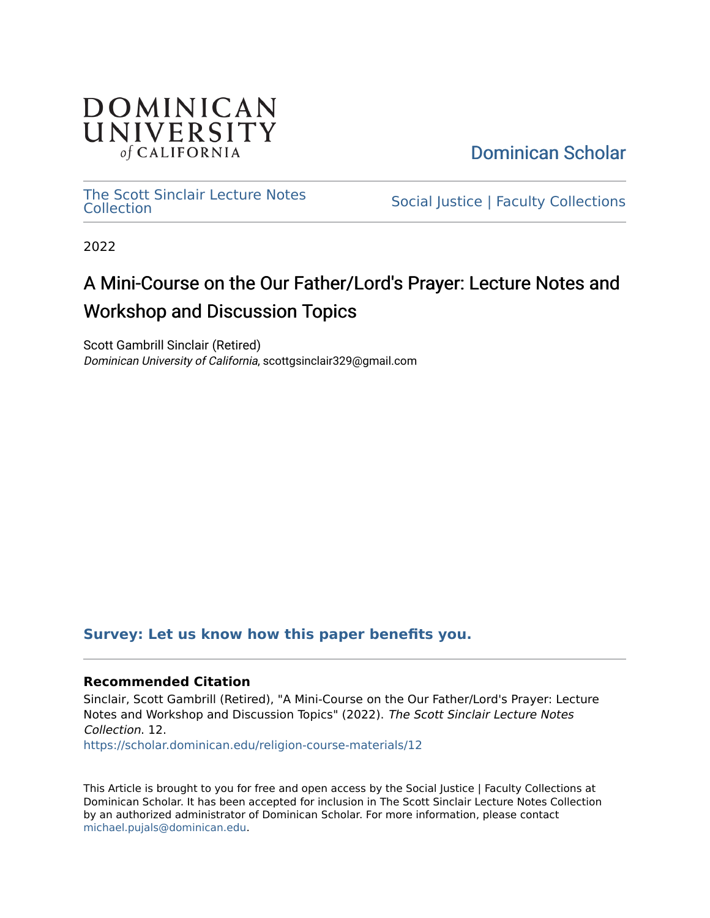DOMINICAN UNIVERSITY *of* CALIFORNIA

Dominican Scholar

The Scott Sinclair Lecture Notes Collection

Social Justice | Faculty Collections

2022

# A Mini-Course on the Our Father/Lord's Prayer: Lecture Notes and Workshop and Discussion Topics

Scott Gambrill Sinclair (Retired)
*Dominican University of California*, scottgsinclair329@gmail.com

**Survey: Let us know how this paper benefits you.**

### Recommended Citation

Sinclair, Scott Gambrill (Retired), "A Mini-Course on the Our Father/Lord's Prayer: Lecture Notes and Workshop and Discussion Topics" (2022). *The Scott Sinclair Lecture Notes Collection*. 12.
https://scholar.dominican.edu/religion-course-materials/12

This Article is brought to you for free and open access by the Social Justice | Faculty Collections at Dominican Scholar. It has been accepted for inclusion in The Scott Sinclair Lecture Notes Collection by an authorized administrator of Dominican Scholar. For more information, please contact michael.pujals@dominican.edu.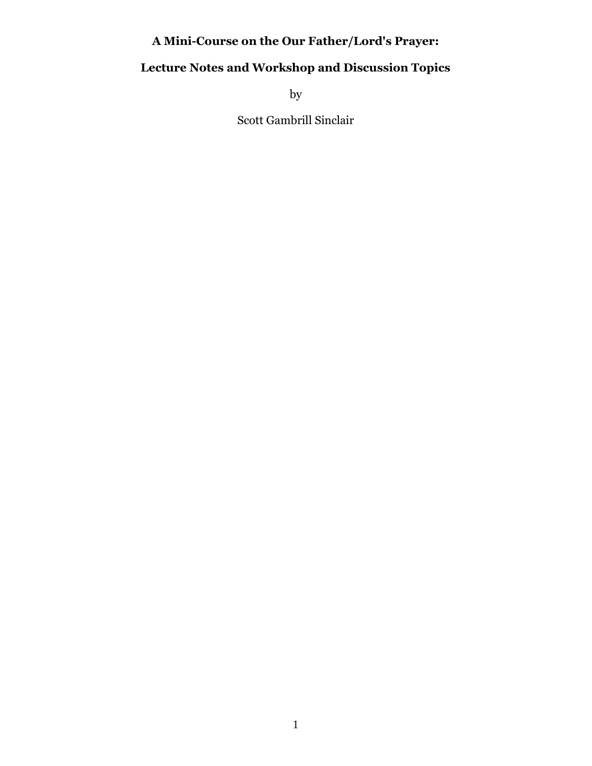**A Mini-Course on the Our Father/Lord's Prayer:**

**Lecture Notes and Workshop and Discussion Topics**

by

Scott Gambrill Sinclair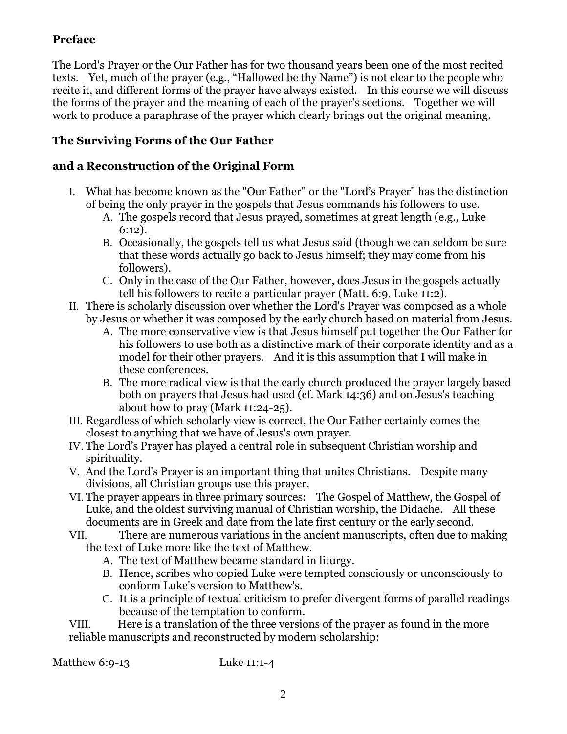## Preface

The Lord's Prayer or the Our Father has for two thousand years been one of the most recited texts. Yet, much of the prayer (e.g., "Hallowed be thy Name") is not clear to the people who recite it, and different forms of the prayer have always existed. In this course we will discuss the forms of the prayer and the meaning of each of the prayer's sections. Together we will work to produce a paraphrase of the prayer which clearly brings out the original meaning.

## The Surviving Forms of the Our Father

## and a Reconstruction of the Original Form

I. What has become known as the "Our Father" or the "Lord's Prayer" has the distinction of being the only prayer in the gospels that Jesus commands his followers to use.
   A. The gospels record that Jesus prayed, sometimes at great length (e.g., Luke 6:12).
   B. Occasionally, the gospels tell us what Jesus said (though we can seldom be sure that these words actually go back to Jesus himself; they may come from his followers).
   C. Only in the case of the Our Father, however, does Jesus in the gospels actually tell his followers to recite a particular prayer (Matt. 6:9, Luke 11:2).

II. There is scholarly discussion over whether the Lord's Prayer was composed as a whole by Jesus or whether it was composed by the early church based on material from Jesus.
   A. The more conservative view is that Jesus himself put together the Our Father for his followers to use both as a distinctive mark of their corporate identity and as a model for their other prayers. And it is this assumption that I will make in these conferences.
   B. The more radical view is that the early church produced the prayer largely based both on prayers that Jesus had used (cf. Mark 14:36) and on Jesus's teaching about how to pray (Mark 11:24-25).

III. Regardless of which scholarly view is correct, the Our Father certainly comes the closest to anything that we have of Jesus's own prayer.

IV. The Lord's Prayer has played a central role in subsequent Christian worship and spirituality.

V. And the Lord's Prayer is an important thing that unites Christians. Despite many divisions, all Christian groups use this prayer.

VI. The prayer appears in three primary sources: The Gospel of Matthew, the Gospel of Luke, and the oldest surviving manual of Christian worship, the Didache. All these documents are in Greek and date from the late first century or the early second.

VII. There are numerous variations in the ancient manuscripts, often due to making the text of Luke more like the text of Matthew.
   A. The text of Matthew became standard in liturgy.
   B. Hence, scribes who copied Luke were tempted consciously or unconsciously to conform Luke's version to Matthew's.
   C. It is a principle of textual criticism to prefer divergent forms of parallel readings because of the temptation to conform.

VIII. Here is a translation of the three versions of the prayer as found in the more reliable manuscripts and reconstructed by modern scholarship:

Matthew 6:9-13 Luke 11:1-4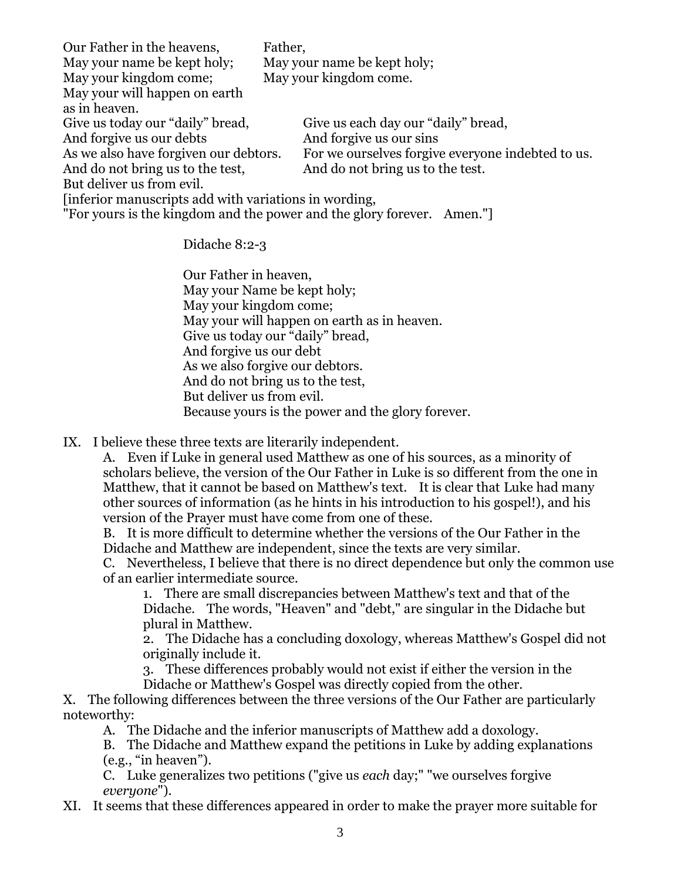| | |
|---|---|
| Our Father in the heavens, | Father, |
| May your name be kept holy; | May your name be kept holy; |
| May your kingdom come; | May your kingdom come. |
| May your will happen on earth as in heaven. | |
| Give us today our “daily” bread, | Give us each day our “daily” bread, |
| And forgive us our debts | And forgive us our sins |
| As we also have forgiven our debtors. | For we ourselves forgive everyone indebted to us. |
| And do not bring us to the test, | And do not bring us to the test. |
| But deliver us from evil. | |

[inferior manuscripts add with variations in wording,
"For yours is the kingdom and the power and the glory forever. Amen."]

Didache 8:2-3

Our Father in heaven,
May your Name be kept holy;
May your kingdom come;
May your will happen on earth as in heaven.
Give us today our “daily” bread,
And forgive us our debt
As we also forgive our debtors.
And do not bring us to the test,
But deliver us from evil.
Because yours is the power and the glory forever.

IX. I believe these three texts are literarily independent.

A. Even if Luke in general used Matthew as one of his sources, as a minority of scholars believe, the version of the Our Father in Luke is so different from the one in Matthew, that it cannot be based on Matthew's text. It is clear that Luke had many other sources of information (as he hints in his introduction to his gospel!), and his version of the Prayer must have come from one of these.

B. It is more difficult to determine whether the versions of the Our Father in the Didache and Matthew are independent, since the texts are very similar.

C. Nevertheless, I believe that there is no direct dependence but only the common use of an earlier intermediate source.

1. There are small discrepancies between Matthew's text and that of the Didache. The words, "Heaven" and "debt," are singular in the Didache but plural in Matthew.
2. The Didache has a concluding doxology, whereas Matthew's Gospel did not originally include it.
3. These differences probably would not exist if either the version in the Didache or Matthew's Gospel was directly copied from the other.

X. The following differences between the three versions of the Our Father are particularly noteworthy:

A. The Didache and the inferior manuscripts of Matthew add a doxology.

B. The Didache and Matthew expand the petitions in Luke by adding explanations (e.g., “in heaven”).

C. Luke generalizes two petitions ("give us *each* day;" "we ourselves forgive *everyone*").

XI. It seems that these differences appeared in order to make the prayer more suitable for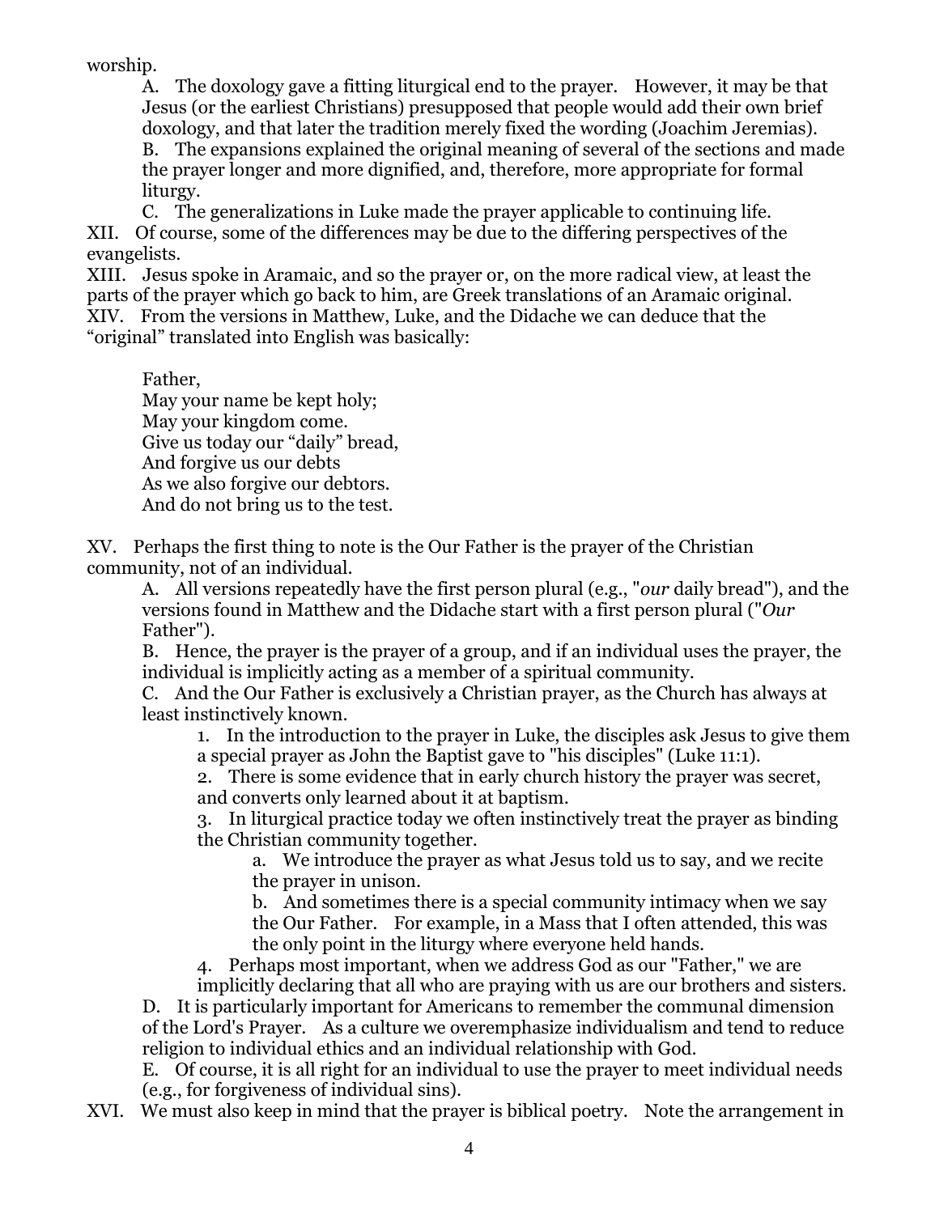worship.

A. The doxology gave a fitting liturgical end to the prayer. However, it may be that Jesus (or the earliest Christians) presupposed that people would add their own brief doxology, and that later the tradition merely fixed the wording (Joachim Jeremias).

B. The expansions explained the original meaning of several of the sections and made the prayer longer and more dignified, and, therefore, more appropriate for formal liturgy.

C. The generalizations in Luke made the prayer applicable to continuing life.

XII. Of course, some of the differences may be due to the differing perspectives of the evangelists.

XIII. Jesus spoke in Aramaic, and so the prayer or, on the more radical view, at least the parts of the prayer which go back to him, are Greek translations of an Aramaic original.

XIV. From the versions in Matthew, Luke, and the Didache we can deduce that the "original" translated into English was basically:

> Father,
> May your name be kept holy;
> May your kingdom come.
> Give us today our "daily" bread,
> And forgive us our debts
> As we also forgive our debtors.
> And do not bring us to the test.

XV. Perhaps the first thing to note is the Our Father is the prayer of the Christian community, not of an individual.

A. All versions repeatedly have the first person plural (e.g., "*our* daily bread"), and the versions found in Matthew and the Didache start with a first person plural ("*Our* Father").

B. Hence, the prayer is the prayer of a group, and if an individual uses the prayer, the individual is implicitly acting as a member of a spiritual community.

C. And the Our Father is exclusively a Christian prayer, as the Church has always at least instinctively known.

1. In the introduction to the prayer in Luke, the disciples ask Jesus to give them a special prayer as John the Baptist gave to "his disciples" (Luke 11:1).
2. There is some evidence that in early church history the prayer was secret, and converts only learned about it at baptism.
3. In liturgical practice today we often instinctively treat the prayer as binding the Christian community together.
   a. We introduce the prayer as what Jesus told us to say, and we recite the prayer in unison.
   b. And sometimes there is a special community intimacy when we say the Our Father. For example, in a Mass that I often attended, this was the only point in the liturgy where everyone held hands.
4. Perhaps most important, when we address God as our "Father," we are implicitly declaring that all who are praying with us are our brothers and sisters.

D. It is particularly important for Americans to remember the communal dimension of the Lord's Prayer. As a culture we overemphasize individualism and tend to reduce religion to individual ethics and an individual relationship with God.

E. Of course, it is all right for an individual to use the prayer to meet individual needs (e.g., for forgiveness of individual sins).

XVI. We must also keep in mind that the prayer is biblical poetry. Note the arrangement in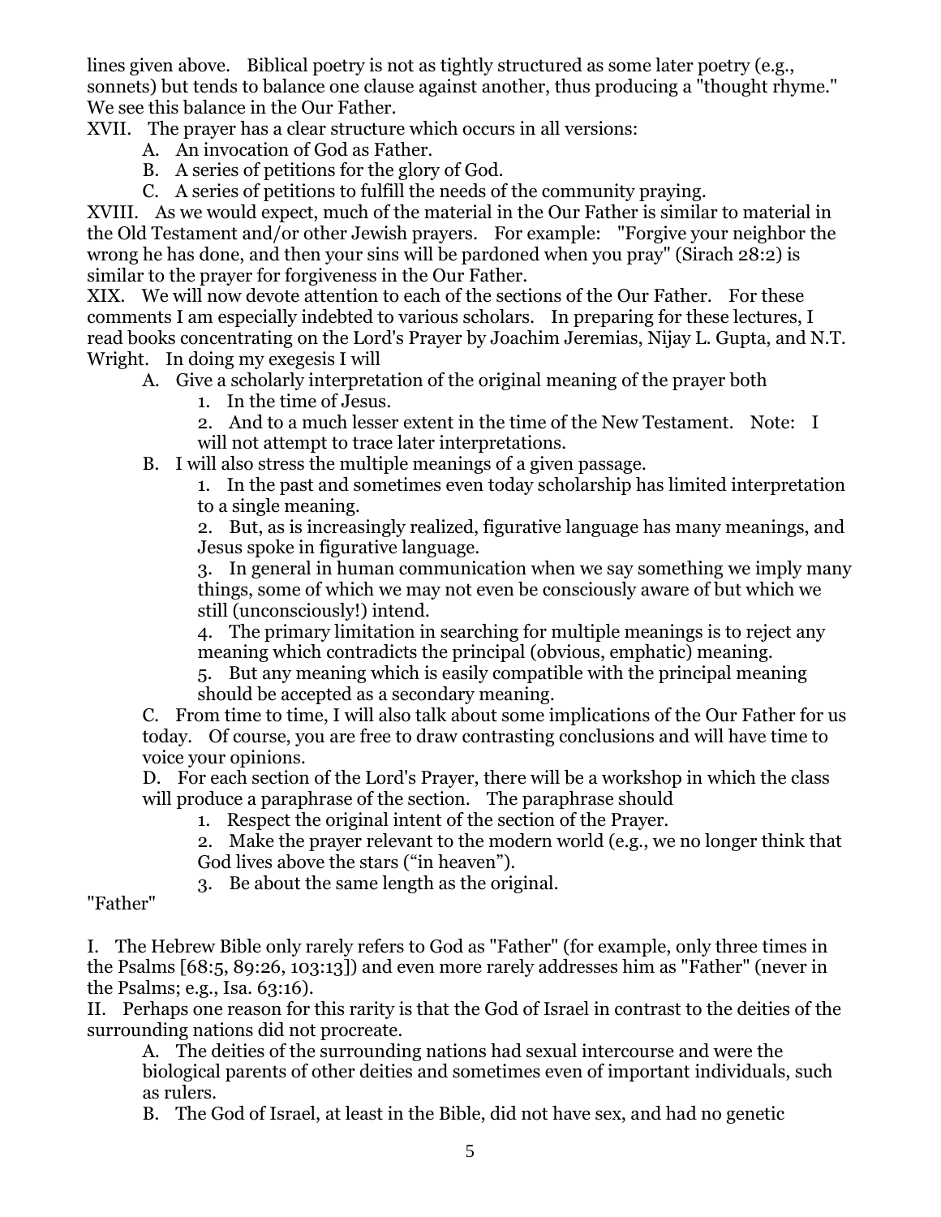lines given above. Biblical poetry is not as tightly structured as some later poetry (e.g., sonnets) but tends to balance one clause against another, thus producing a "thought rhyme." We see this balance in the Our Father.

XVII. The prayer has a clear structure which occurs in all versions:

- A. An invocation of God as Father.
- B. A series of petitions for the glory of God.
- C. A series of petitions to fulfill the needs of the community praying.

XVIII. As we would expect, much of the material in the Our Father is similar to material in the Old Testament and/or other Jewish prayers. For example: "Forgive your neighbor the wrong he has done, and then your sins will be pardoned when you pray" (Sirach 28:2) is similar to the prayer for forgiveness in the Our Father.

XIX. We will now devote attention to each of the sections of the Our Father. For these comments I am especially indebted to various scholars. In preparing for these lectures, I read books concentrating on the Lord's Prayer by Joachim Jeremias, Nijay L. Gupta, and N.T. Wright. In doing my exegesis I will

- A. Give a scholarly interpretation of the original meaning of the prayer both
  1. In the time of Jesus.
  2. And to a much lesser extent in the time of the New Testament. Note: I will not attempt to trace later interpretations.
- B. I will also stress the multiple meanings of a given passage.
  1. In the past and sometimes even today scholarship has limited interpretation to a single meaning.
  2. But, as is increasingly realized, figurative language has many meanings, and Jesus spoke in figurative language.
  3. In general in human communication when we say something we imply many things, some of which we may not even be consciously aware of but which we still (unconsciously!) intend.
  4. The primary limitation in searching for multiple meanings is to reject any meaning which contradicts the principal (obvious, emphatic) meaning.
  5. But any meaning which is easily compatible with the principal meaning should be accepted as a secondary meaning.
- C. From time to time, I will also talk about some implications of the Our Father for us today. Of course, you are free to draw contrasting conclusions and will have time to voice your opinions.
- D. For each section of the Lord's Prayer, there will be a workshop in which the class will produce a paraphrase of the section. The paraphrase should
  1. Respect the original intent of the section of the Prayer.
  2. Make the prayer relevant to the modern world (e.g., we no longer think that God lives above the stars ("in heaven").
  3. Be about the same length as the original.

"Father"

I. The Hebrew Bible only rarely refers to God as "Father" (for example, only three times in the Psalms [68:5, 89:26, 103:13]) and even more rarely addresses him as "Father" (never in the Psalms; e.g., Isa. 63:16).

II. Perhaps one reason for this rarity is that the God of Israel in contrast to the deities of the surrounding nations did not procreate.

- A. The deities of the surrounding nations had sexual intercourse and were the biological parents of other deities and sometimes even of important individuals, such as rulers.
- B. The God of Israel, at least in the Bible, did not have sex, and had no genetic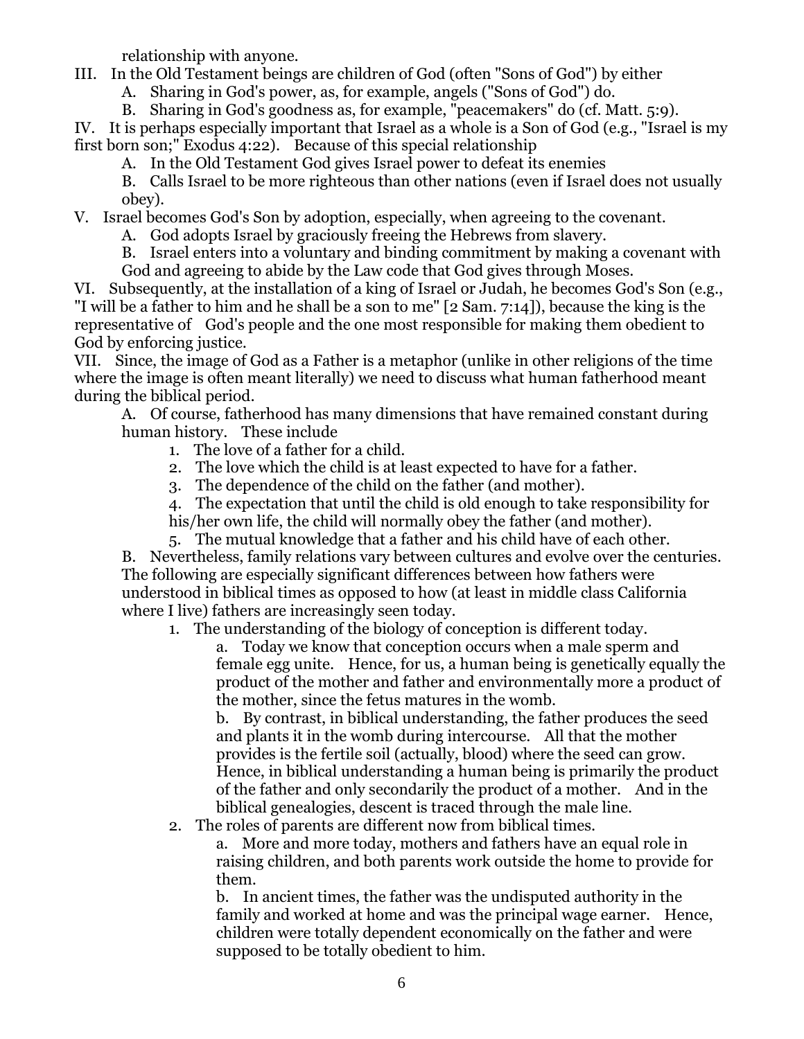relationship with anyone.

III. In the Old Testament beings are children of God (often "Sons of God") by either

- A. Sharing in God's power, as, for example, angels ("Sons of God") do.
- B. Sharing in God's goodness as, for example, "peacemakers" do (cf. Matt. 5:9).

IV. It is perhaps especially important that Israel as a whole is a Son of God (e.g., "Israel is my first born son;" Exodus 4:22). Because of this special relationship

- A. In the Old Testament God gives Israel power to defeat its enemies
- B. Calls Israel to be more righteous than other nations (even if Israel does not usually obey).

V. Israel becomes God's Son by adoption, especially, when agreeing to the covenant.

- A. God adopts Israel by graciously freeing the Hebrews from slavery.
- B. Israel enters into a voluntary and binding commitment by making a covenant with God and agreeing to abide by the Law code that God gives through Moses.

VI. Subsequently, at the installation of a king of Israel or Judah, he becomes God's Son (e.g., "I will be a father to him and he shall be a son to me" [2 Sam. 7:14]), because the king is the representative of God's people and the one most responsible for making them obedient to God by enforcing justice.

VII. Since, the image of God as a Father is a metaphor (unlike in other religions of the time where the image is often meant literally) we need to discuss what human fatherhood meant during the biblical period.

- A. Of course, fatherhood has many dimensions that have remained constant during human history. These include
  1. The love of a father for a child.
  2. The love which the child is at least expected to have for a father.
  3. The dependence of the child on the father (and mother).
  4. The expectation that until the child is old enough to take responsibility for his/her own life, the child will normally obey the father (and mother).
  5. The mutual knowledge that a father and his child have of each other.
- B. Nevertheless, family relations vary between cultures and evolve over the centuries. The following are especially significant differences between how fathers were understood in biblical times as opposed to how (at least in middle class California where I live) fathers are increasingly seen today.
  1. The understanding of the biology of conception is different today.
     - a. Today we know that conception occurs when a male sperm and female egg unite. Hence, for us, a human being is genetically equally the product of the mother and father and environmentally more a product of the mother, since the fetus matures in the womb.
     - b. By contrast, in biblical understanding, the father produces the seed and plants it in the womb during intercourse. All that the mother provides is the fertile soil (actually, blood) where the seed can grow. Hence, in biblical understanding a human being is primarily the product of the father and only secondarily the product of a mother. And in the biblical genealogies, descent is traced through the male line.
  2. The roles of parents are different now from biblical times.
     - a. More and more today, mothers and fathers have an equal role in raising children, and both parents work outside the home to provide for them.
     - b. In ancient times, the father was the undisputed authority in the family and worked at home and was the principal wage earner. Hence, children were totally dependent economically on the father and were supposed to be totally obedient to him.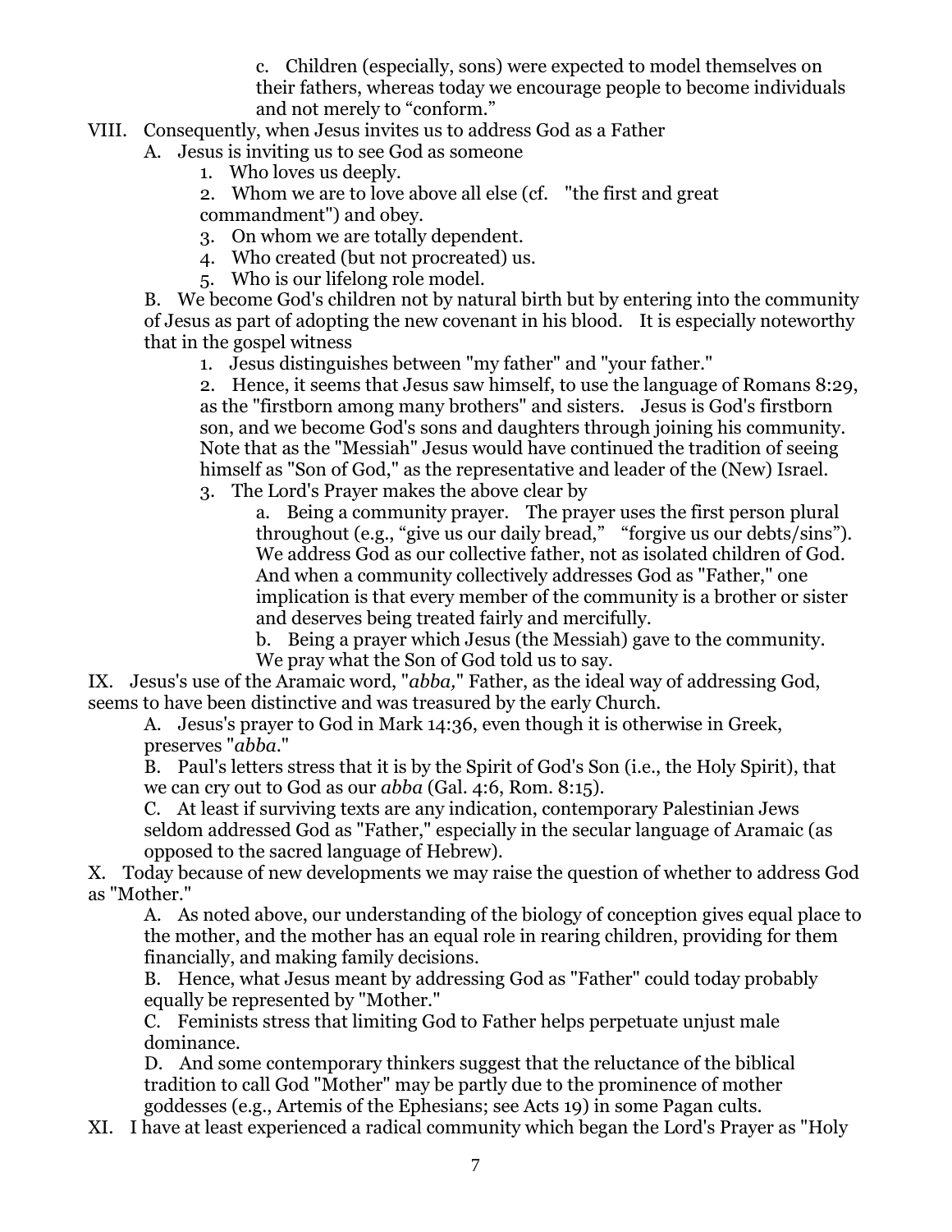c. Children (especially, sons) were expected to model themselves on their fathers, whereas today we encourage people to become individuals and not merely to "conform."

VIII. Consequently, when Jesus invites us to address God as a Father

A. Jesus is inviting us to see God as someone

1. Who loves us deeply.
2. Whom we are to love above all else (cf. "the first and great commandment") and obey.
3. On whom we are totally dependent.
4. Who created (but not procreated) us.
5. Who is our lifelong role model.

B. We become God's children not by natural birth but by entering into the community of Jesus as part of adopting the new covenant in his blood. It is especially noteworthy that in the gospel witness

1. Jesus distinguishes between "my father" and "your father."
2. Hence, it seems that Jesus saw himself, to use the language of Romans 8:29, as the "firstborn among many brothers" and sisters. Jesus is God's firstborn son, and we become God's sons and daughters through joining his community. Note that as the "Messiah" Jesus would have continued the tradition of seeing himself as "Son of God," as the representative and leader of the (New) Israel.
3. The Lord's Prayer makes the above clear by

a. Being a community prayer. The prayer uses the first person plural throughout (e.g., "give us our daily bread," "forgive us our debts/sins"). We address God as our collective father, not as isolated children of God. And when a community collectively addresses God as "Father," one implication is that every member of the community is a brother or sister and deserves being treated fairly and mercifully.

b. Being a prayer which Jesus (the Messiah) gave to the community. We pray what the Son of God told us to say.

IX. Jesus's use of the Aramaic word, "*abba,*" Father, as the ideal way of addressing God, seems to have been distinctive and was treasured by the early Church.

A. Jesus's prayer to God in Mark 14:36, even though it is otherwise in Greek, preserves "*abba*."

B. Paul's letters stress that it is by the Spirit of God's Son (i.e., the Holy Spirit), that we can cry out to God as our *abba* (Gal. 4:6, Rom. 8:15).

C. At least if surviving texts are any indication, contemporary Palestinian Jews seldom addressed God as "Father," especially in the secular language of Aramaic (as opposed to the sacred language of Hebrew).

X. Today because of new developments we may raise the question of whether to address God as "Mother."

A. As noted above, our understanding of the biology of conception gives equal place to the mother, and the mother has an equal role in rearing children, providing for them financially, and making family decisions.

B. Hence, what Jesus meant by addressing God as "Father" could today probably equally be represented by "Mother."

C. Feminists stress that limiting God to Father helps perpetuate unjust male dominance.

D. And some contemporary thinkers suggest that the reluctance of the biblical tradition to call God "Mother" may be partly due to the prominence of mother goddesses (e.g., Artemis of the Ephesians; see Acts 19) in some Pagan cults.

XI. I have at least experienced a radical community which began the Lord's Prayer as "Holy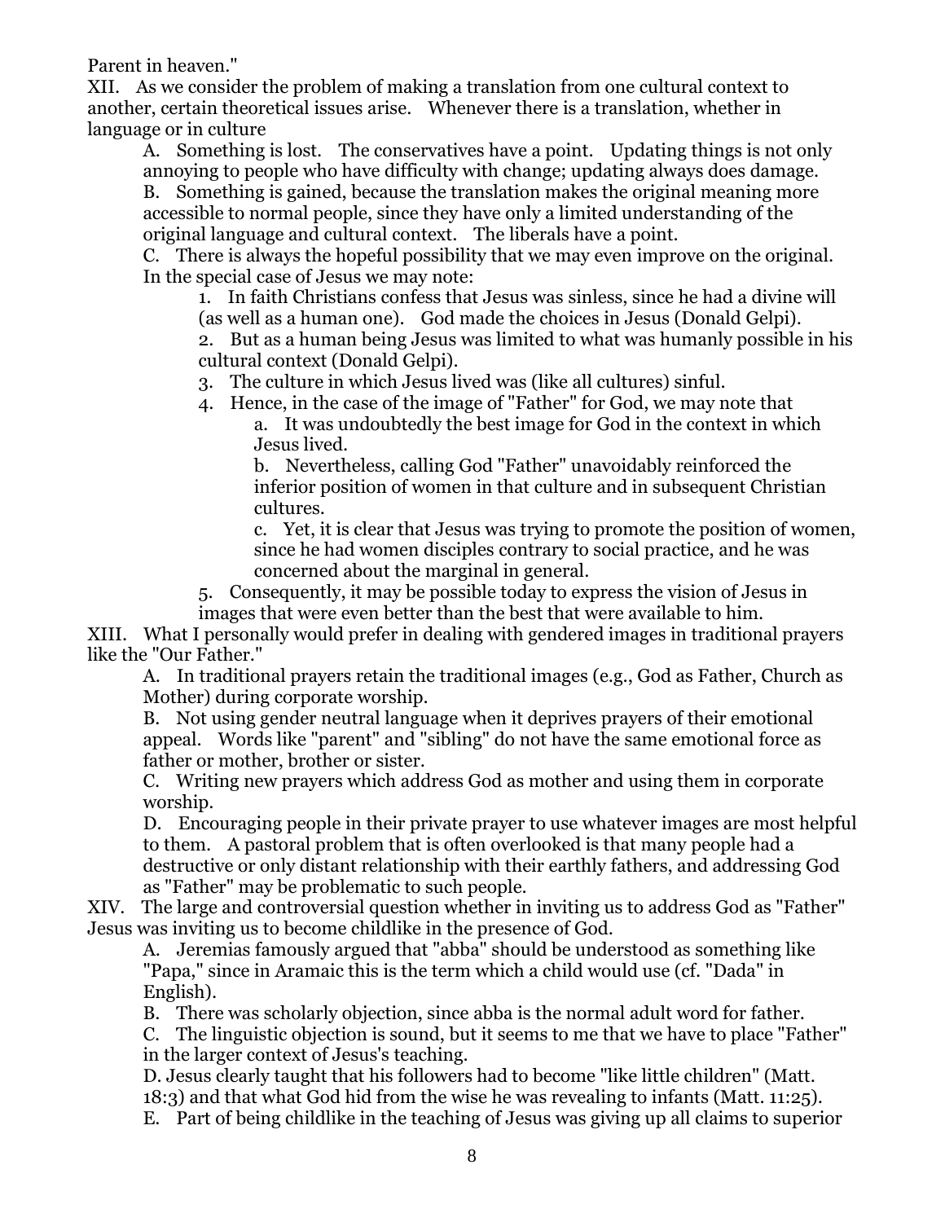Parent in heaven."

XII. As we consider the problem of making a translation from one cultural context to another, certain theoretical issues arise. Whenever there is a translation, whether in language or in culture

- A. Something is lost. The conservatives have a point. Updating things is not only annoying to people who have difficulty with change; updating always does damage.
- B. Something is gained, because the translation makes the original meaning more accessible to normal people, since they have only a limited understanding of the original language and cultural context. The liberals have a point.
- C. There is always the hopeful possibility that we may even improve on the original. In the special case of Jesus we may note:
  1. In faith Christians confess that Jesus was sinless, since he had a divine will (as well as a human one). God made the choices in Jesus (Donald Gelpi).
  2. But as a human being Jesus was limited to what was humanly possible in his cultural context (Donald Gelpi).
  3. The culture in which Jesus lived was (like all cultures) sinful.
  4. Hence, in the case of the image of "Father" for God, we may note that
     - a. It was undoubtedly the best image for God in the context in which Jesus lived.
     - b. Nevertheless, calling God "Father" unavoidably reinforced the inferior position of women in that culture and in subsequent Christian cultures.
     - c. Yet, it is clear that Jesus was trying to promote the position of women, since he had women disciples contrary to social practice, and he was concerned about the marginal in general.
  5. Consequently, it may be possible today to express the vision of Jesus in images that were even better than the best that were available to him.

XIII. What I personally would prefer in dealing with gendered images in traditional prayers like the "Our Father."

- A. In traditional prayers retain the traditional images (e.g., God as Father, Church as Mother) during corporate worship.
- B. Not using gender neutral language when it deprives prayers of their emotional appeal. Words like "parent" and "sibling" do not have the same emotional force as father or mother, brother or sister.
- C. Writing new prayers which address God as mother and using them in corporate worship.
- D. Encouraging people in their private prayer to use whatever images are most helpful to them. A pastoral problem that is often overlooked is that many people had a destructive or only distant relationship with their earthly fathers, and addressing God as "Father" may be problematic to such people.

XIV. The large and controversial question whether in inviting us to address God as "Father" Jesus was inviting us to become childlike in the presence of God.

- A. Jeremias famously argued that "abba" should be understood as something like "Papa," since in Aramaic this is the term which a child would use (cf. "Dada" in English).
- B. There was scholarly objection, since abba is the normal adult word for father.
- C. The linguistic objection is sound, but it seems to me that we have to place "Father" in the larger context of Jesus's teaching.
- D. Jesus clearly taught that his followers had to become "like little children" (Matt. 18:3) and that what God hid from the wise he was revealing to infants (Matt. 11:25).
- E. Part of being childlike in the teaching of Jesus was giving up all claims to superior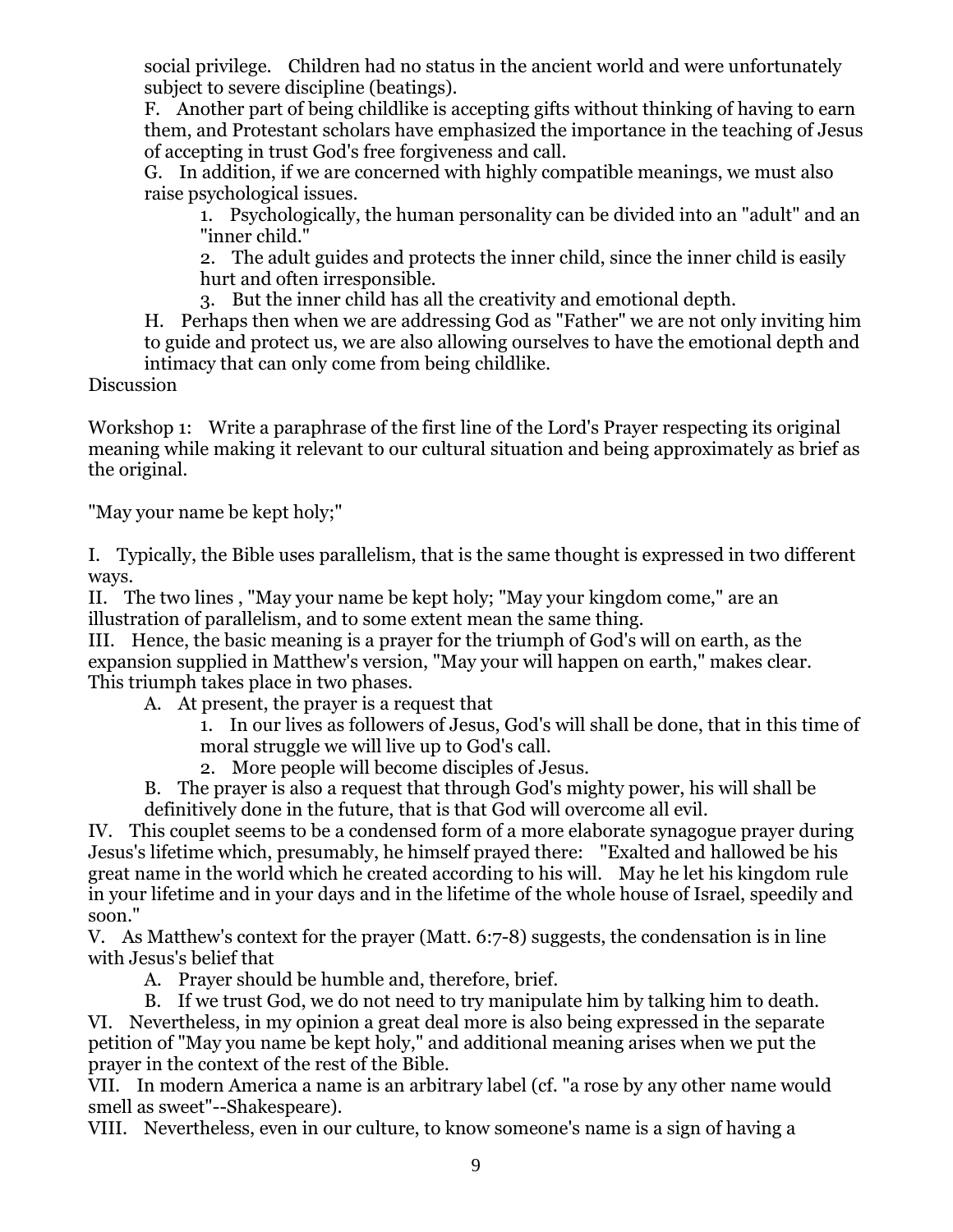social privilege. Children had no status in the ancient world and were unfortunately subject to severe discipline (beatings).

F. Another part of being childlike is accepting gifts without thinking of having to earn them, and Protestant scholars have emphasized the importance in the teaching of Jesus of accepting in trust God's free forgiveness and call.

G. In addition, if we are concerned with highly compatible meanings, we must also raise psychological issues.

1. Psychologically, the human personality can be divided into an "adult" and an "inner child."
2. The adult guides and protects the inner child, since the inner child is easily hurt and often irresponsible.
3. But the inner child has all the creativity and emotional depth.

H. Perhaps then when we are addressing God as "Father" we are not only inviting him to guide and protect us, we are also allowing ourselves to have the emotional depth and intimacy that can only come from being childlike.

Discussion

Workshop 1: Write a paraphrase of the first line of the Lord's Prayer respecting its original meaning while making it relevant to our cultural situation and being approximately as brief as the original.

"May your name be kept holy;"

I. Typically, the Bible uses parallelism, that is the same thought is expressed in two different ways.

II. The two lines , "May your name be kept holy; "May your kingdom come," are an illustration of parallelism, and to some extent mean the same thing.

III. Hence, the basic meaning is a prayer for the triumph of God's will on earth, as the expansion supplied in Matthew's version, "May your will happen on earth," makes clear. This triumph takes place in two phases.

A. At present, the prayer is a request that

1. In our lives as followers of Jesus, God's will shall be done, that in this time of moral struggle we will live up to God's call.
2. More people will become disciples of Jesus.

B. The prayer is also a request that through God's mighty power, his will shall be definitively done in the future, that is that God will overcome all evil.

IV. This couplet seems to be a condensed form of a more elaborate synagogue prayer during Jesus's lifetime which, presumably, he himself prayed there: "Exalted and hallowed be his great name in the world which he created according to his will. May he let his kingdom rule in your lifetime and in your days and in the lifetime of the whole house of Israel, speedily and soon."

V. As Matthew's context for the prayer (Matt. 6:7-8) suggests, the condensation is in line with Jesus's belief that

A. Prayer should be humble and, therefore, brief.

B. If we trust God, we do not need to try manipulate him by talking him to death.

VI. Nevertheless, in my opinion a great deal more is also being expressed in the separate petition of "May you name be kept holy," and additional meaning arises when we put the prayer in the context of the rest of the Bible.

VII. In modern America a name is an arbitrary label (cf. "a rose by any other name would smell as sweet"--Shakespeare).

VIII. Nevertheless, even in our culture, to know someone's name is a sign of having a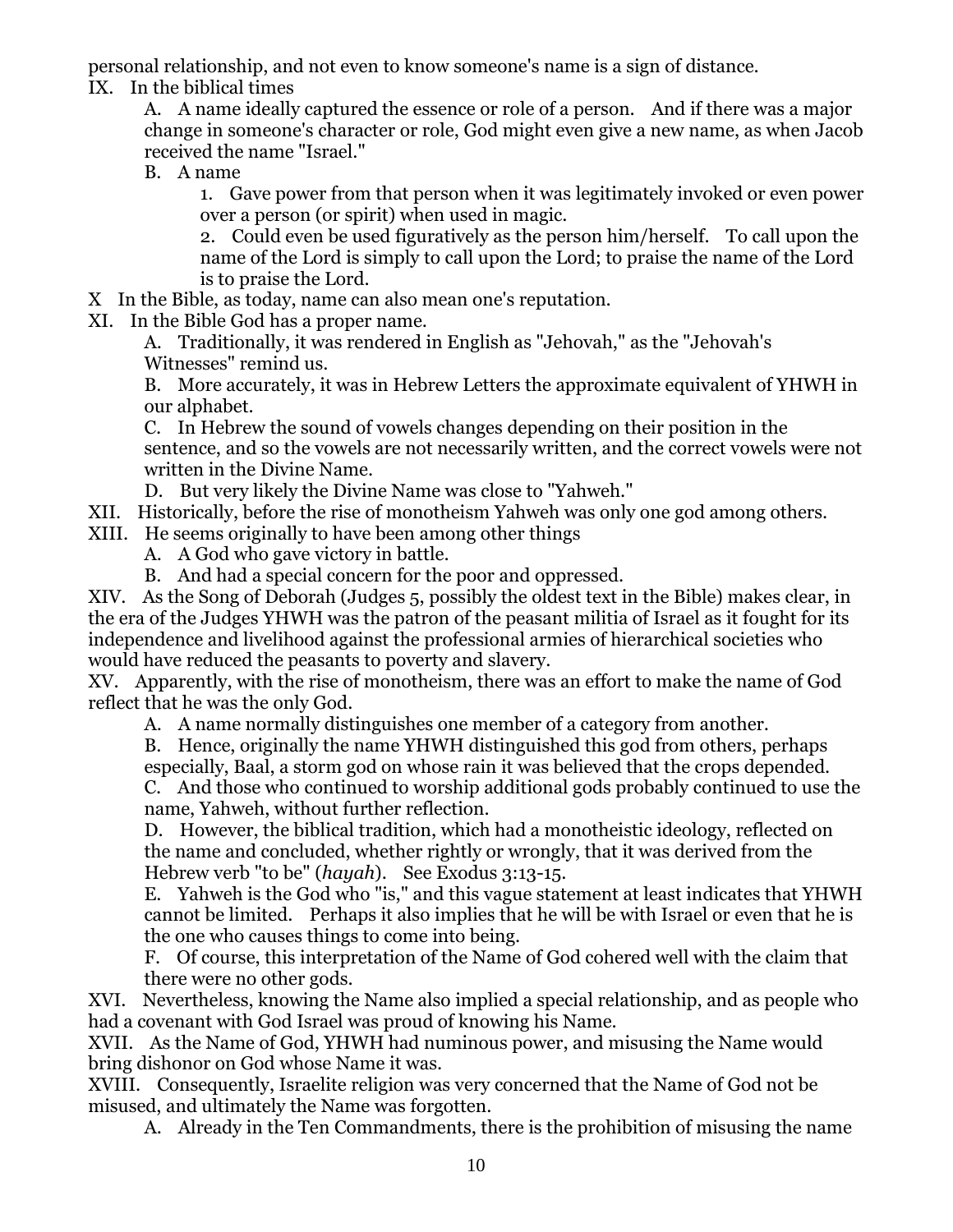personal relationship, and not even to know someone's name is a sign of distance.

IX. In the biblical times

  A. A name ideally captured the essence or role of a person. And if there was a major change in someone's character or role, God might even give a new name, as when Jacob received the name "Israel."

  B. A name

    1. Gave power from that person when it was legitimately invoked or even power over a person (or spirit) when used in magic.

    2. Could even be used figuratively as the person him/herself. To call upon the name of the Lord is simply to call upon the Lord; to praise the name of the Lord is to praise the Lord.

X In the Bible, as today, name can also mean one's reputation.

XI. In the Bible God has a proper name.

  A. Traditionally, it was rendered in English as "Jehovah," as the "Jehovah's Witnesses" remind us.

  B. More accurately, it was in Hebrew Letters the approximate equivalent of YHWH in our alphabet.

  C. In Hebrew the sound of vowels changes depending on their position in the sentence, and so the vowels are not necessarily written, and the correct vowels were not written in the Divine Name.

  D. But very likely the Divine Name was close to "Yahweh."

XII. Historically, before the rise of monotheism Yahweh was only one god among others.

XIII. He seems originally to have been among other things

  A. A God who gave victory in battle.

  B. And had a special concern for the poor and oppressed.

XIV. As the Song of Deborah (Judges 5, possibly the oldest text in the Bible) makes clear, in the era of the Judges YHWH was the patron of the peasant militia of Israel as it fought for its independence and livelihood against the professional armies of hierarchical societies who would have reduced the peasants to poverty and slavery.

XV. Apparently, with the rise of monotheism, there was an effort to make the name of God reflect that he was the only God.

  A. A name normally distinguishes one member of a category from another.

  B. Hence, originally the name YHWH distinguished this god from others, perhaps especially, Baal, a storm god on whose rain it was believed that the crops depended.

  C. And those who continued to worship additional gods probably continued to use the name, Yahweh, without further reflection.

  D. However, the biblical tradition, which had a monotheistic ideology, reflected on the name and concluded, whether rightly or wrongly, that it was derived from the Hebrew verb "to be" (*hayah*). See Exodus 3:13-15.

  E. Yahweh is the God who "is," and this vague statement at least indicates that YHWH cannot be limited. Perhaps it also implies that he will be with Israel or even that he is the one who causes things to come into being.

  F. Of course, this interpretation of the Name of God cohered well with the claim that there were no other gods.

XVI. Nevertheless, knowing the Name also implied a special relationship, and as people who had a covenant with God Israel was proud of knowing his Name.

XVII. As the Name of God, YHWH had numinous power, and misusing the Name would bring dishonor on God whose Name it was.

XVIII. Consequently, Israelite religion was very concerned that the Name of God not be misused, and ultimately the Name was forgotten.

  A. Already in the Ten Commandments, there is the prohibition of misusing the name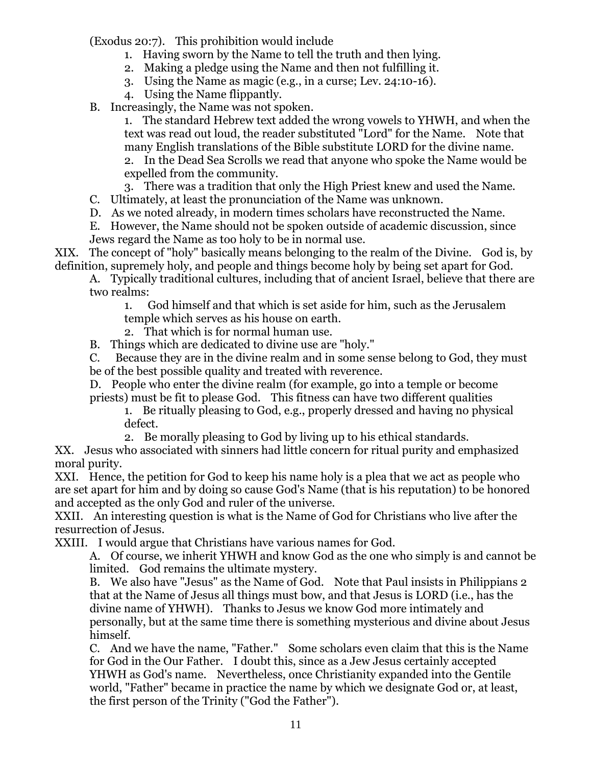(Exodus 20:7). This prohibition would include

1. Having sworn by the Name to tell the truth and then lying.
2. Making a pledge using the Name and then not fulfilling it.
3. Using the Name as magic (e.g., in a curse; Lev. 24:10-16).
4. Using the Name flippantly.

B. Increasingly, the Name was not spoken.

1. The standard Hebrew text added the wrong vowels to YHWH, and when the text was read out loud, the reader substituted "Lord" for the Name. Note that many English translations of the Bible substitute LORD for the divine name.
2. In the Dead Sea Scrolls we read that anyone who spoke the Name would be expelled from the community.
3. There was a tradition that only the High Priest knew and used the Name.

C. Ultimately, at least the pronunciation of the Name was unknown.

D. As we noted already, in modern times scholars have reconstructed the Name.

E. However, the Name should not be spoken outside of academic discussion, since Jews regard the Name as too holy to be in normal use.

XIX. The concept of "holy" basically means belonging to the realm of the Divine. God is, by definition, supremely holy, and people and things become holy by being set apart for God.

A. Typically traditional cultures, including that of ancient Israel, believe that there are two realms:

1. God himself and that which is set aside for him, such as the Jerusalem temple which serves as his house on earth.
2. That which is for normal human use.

B. Things which are dedicated to divine use are "holy."

C. Because they are in the divine realm and in some sense belong to God, they must be of the best possible quality and treated with reverence.

D. People who enter the divine realm (for example, go into a temple or become priests) must be fit to please God. This fitness can have two different qualities

1. Be ritually pleasing to God, e.g., properly dressed and having no physical defect.
2. Be morally pleasing to God by living up to his ethical standards.

XX. Jesus who associated with sinners had little concern for ritual purity and emphasized moral purity.

XXI. Hence, the petition for God to keep his name holy is a plea that we act as people who are set apart for him and by doing so cause God's Name (that is his reputation) to be honored and accepted as the only God and ruler of the universe.

XXII. An interesting question is what is the Name of God for Christians who live after the resurrection of Jesus.

XXIII. I would argue that Christians have various names for God.

A. Of course, we inherit YHWH and know God as the one who simply is and cannot be limited. God remains the ultimate mystery.

B. We also have "Jesus" as the Name of God. Note that Paul insists in Philippians 2 that at the Name of Jesus all things must bow, and that Jesus is LORD (i.e., has the divine name of YHWH). Thanks to Jesus we know God more intimately and personally, but at the same time there is something mysterious and divine about Jesus himself.

C. And we have the name, "Father." Some scholars even claim that this is the Name for God in the Our Father. I doubt this, since as a Jew Jesus certainly accepted YHWH as God's name. Nevertheless, once Christianity expanded into the Gentile world, "Father" became in practice the name by which we designate God or, at least, the first person of the Trinity ("God the Father").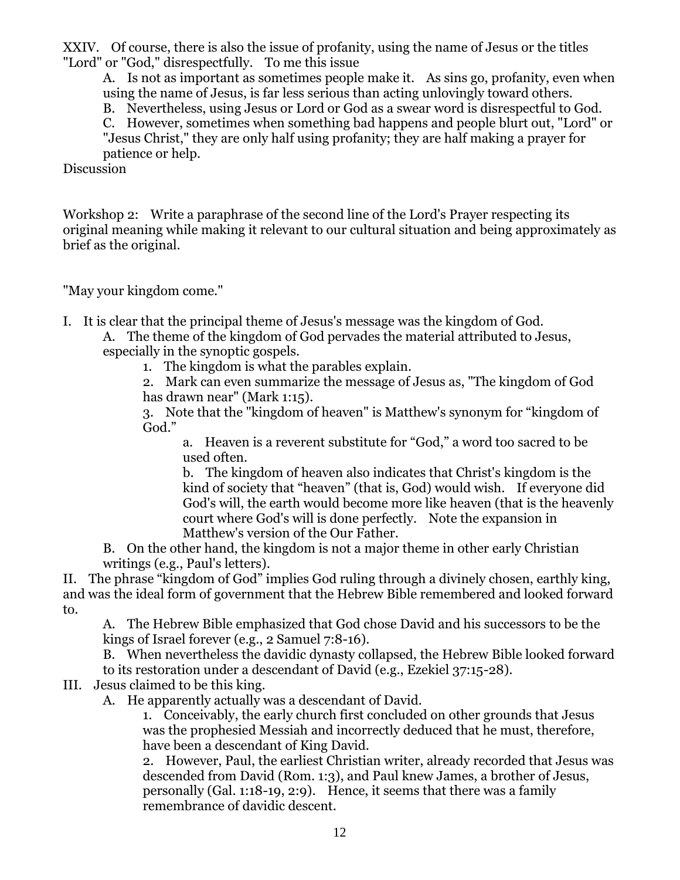XXIV. Of course, there is also the issue of profanity, using the name of Jesus or the titles "Lord" or "God," disrespectfully. To me this issue

- A. Is not as important as sometimes people make it. As sins go, profanity, even when using the name of Jesus, is far less serious than acting unlovingly toward others.
- B. Nevertheless, using Jesus or Lord or God as a swear word is disrespectful to God.
- C. However, sometimes when something bad happens and people blurt out, "Lord" or "Jesus Christ," they are only half using profanity; they are half making a prayer for patience or help.

Discussion

Workshop 2: Write a paraphrase of the second line of the Lord's Prayer respecting its original meaning while making it relevant to our cultural situation and being approximately as brief as the original.

"May your kingdom come."

I. It is clear that the principal theme of Jesus's message was the kingdom of God.

- A. The theme of the kingdom of God pervades the material attributed to Jesus, especially in the synoptic gospels.
  1. The kingdom is what the parables explain.
  2. Mark can even summarize the message of Jesus as, "The kingdom of God has drawn near" (Mark 1:15).
  3. Note that the "kingdom of heaven" is Matthew's synonym for "kingdom of God."
     - a. Heaven is a reverent substitute for "God," a word too sacred to be used often.
     - b. The kingdom of heaven also indicates that Christ's kingdom is the kind of society that "heaven" (that is, God) would wish. If everyone did God's will, the earth would become more like heaven (that is the heavenly court where God's will is done perfectly. Note the expansion in Matthew's version of the Our Father.
- B. On the other hand, the kingdom is not a major theme in other early Christian writings (e.g., Paul's letters).

II. The phrase "kingdom of God" implies God ruling through a divinely chosen, earthly king, and was the ideal form of government that the Hebrew Bible remembered and looked forward to.

- A. The Hebrew Bible emphasized that God chose David and his successors to be the kings of Israel forever (e.g., 2 Samuel 7:8-16).
- B. When nevertheless the davidic dynasty collapsed, the Hebrew Bible looked forward to its restoration under a descendant of David (e.g., Ezekiel 37:15-28).

III. Jesus claimed to be this king.

- A. He apparently actually was a descendant of David.
  1. Conceivably, the early church first concluded on other grounds that Jesus was the prophesied Messiah and incorrectly deduced that he must, therefore, have been a descendant of King David.
  2. However, Paul, the earliest Christian writer, already recorded that Jesus was descended from David (Rom. 1:3), and Paul knew James, a brother of Jesus, personally (Gal. 1:18-19, 2:9). Hence, it seems that there was a family remembrance of davidic descent.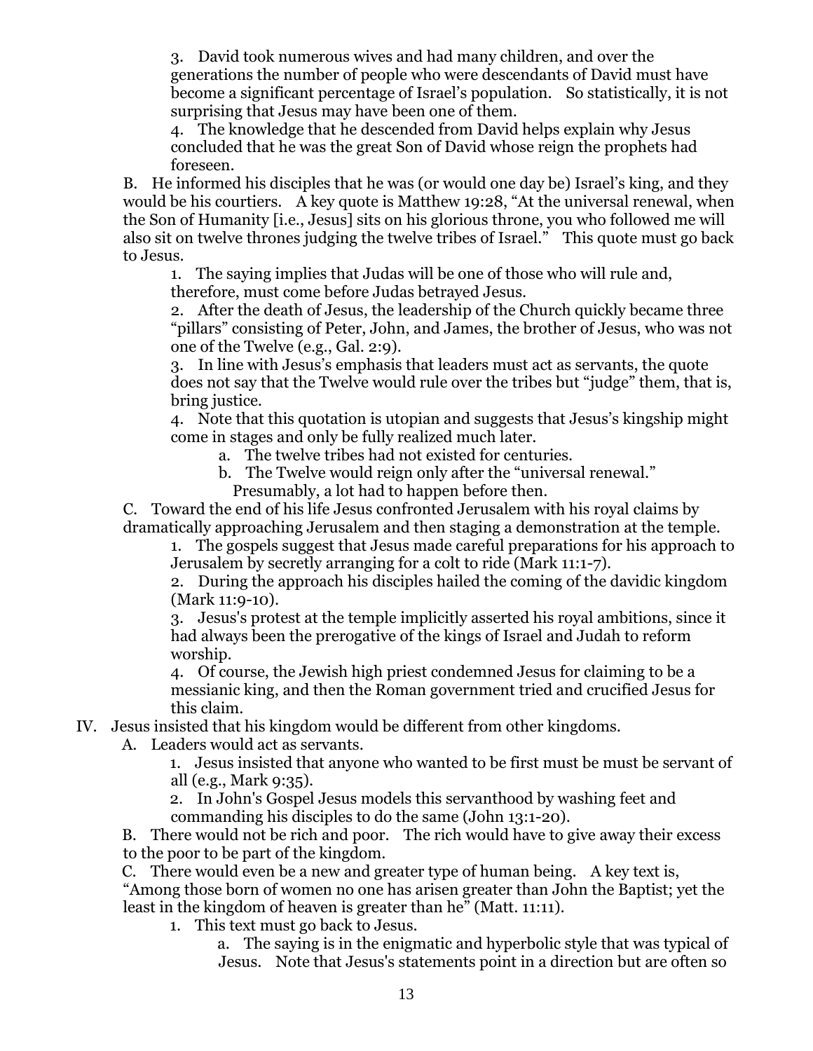3. David took numerous wives and had many children, and over the generations the number of people who were descendants of David must have become a significant percentage of Israel's population. So statistically, it is not surprising that Jesus may have been one of them.

4. The knowledge that he descended from David helps explain why Jesus concluded that he was the great Son of David whose reign the prophets had foreseen.

B. He informed his disciples that he was (or would one day be) Israel's king, and they would be his courtiers. A key quote is Matthew 19:28, "At the universal renewal, when the Son of Humanity [i.e., Jesus] sits on his glorious throne, you who followed me will also sit on twelve thrones judging the twelve tribes of Israel." This quote must go back to Jesus.

1. The saying implies that Judas will be one of those who will rule and, therefore, must come before Judas betrayed Jesus.

2. After the death of Jesus, the leadership of the Church quickly became three "pillars" consisting of Peter, John, and James, the brother of Jesus, who was not one of the Twelve (e.g., Gal. 2:9).

3. In line with Jesus's emphasis that leaders must act as servants, the quote does not say that the Twelve would rule over the tribes but "judge" them, that is, bring justice.

4. Note that this quotation is utopian and suggests that Jesus's kingship might come in stages and only be fully realized much later.

a. The twelve tribes had not existed for centuries.

b. The Twelve would reign only after the "universal renewal." Presumably, a lot had to happen before then.

C. Toward the end of his life Jesus confronted Jerusalem with his royal claims by dramatically approaching Jerusalem and then staging a demonstration at the temple.

1. The gospels suggest that Jesus made careful preparations for his approach to Jerusalem by secretly arranging for a colt to ride (Mark 11:1-7).

2. During the approach his disciples hailed the coming of the davidic kingdom (Mark 11:9-10).

3. Jesus's protest at the temple implicitly asserted his royal ambitions, since it had always been the prerogative of the kings of Israel and Judah to reform worship.

4. Of course, the Jewish high priest condemned Jesus for claiming to be a messianic king, and then the Roman government tried and crucified Jesus for this claim.

IV. Jesus insisted that his kingdom would be different from other kingdoms.

A. Leaders would act as servants.

1. Jesus insisted that anyone who wanted to be first must be must be servant of all (e.g., Mark 9:35).

2. In John's Gospel Jesus models this servanthood by washing feet and commanding his disciples to do the same (John 13:1-20).

B. There would not be rich and poor. The rich would have to give away their excess to the poor to be part of the kingdom.

C. There would even be a new and greater type of human being. A key text is, "Among those born of women no one has arisen greater than John the Baptist; yet the least in the kingdom of heaven is greater than he" (Matt. 11:11).

1. This text must go back to Jesus.

a. The saying is in the enigmatic and hyperbolic style that was typical of Jesus. Note that Jesus's statements point in a direction but are often so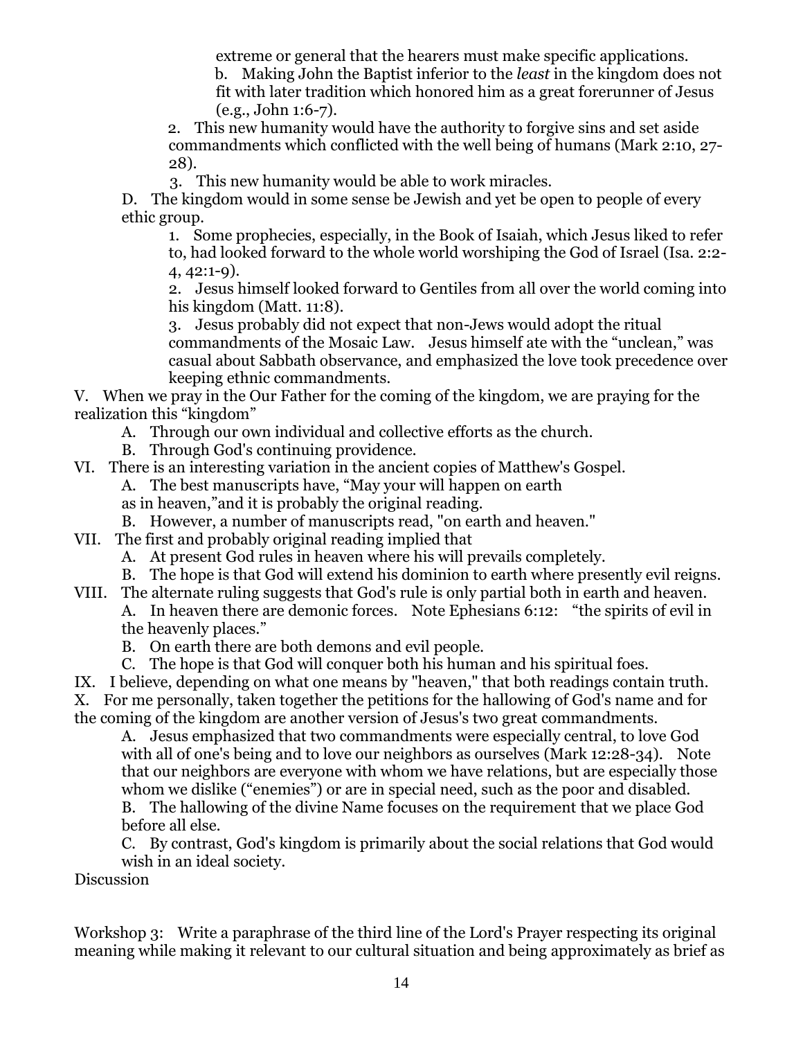extreme or general that the hearers must make specific applications.

b. Making John the Baptist inferior to the *least* in the kingdom does not fit with later tradition which honored him as a great forerunner of Jesus (e.g., John 1:6-7).

2. This new humanity would have the authority to forgive sins and set aside commandments which conflicted with the well being of humans (Mark 2:10, 27-28).

3. This new humanity would be able to work miracles.

D. The kingdom would in some sense be Jewish and yet be open to people of every ethic group.

1. Some prophecies, especially, in the Book of Isaiah, which Jesus liked to refer to, had looked forward to the whole world worshiping the God of Israel (Isa. 2:2-4, 42:1-9).

2. Jesus himself looked forward to Gentiles from all over the world coming into his kingdom (Matt. 11:8).

3. Jesus probably did not expect that non-Jews would adopt the ritual commandments of the Mosaic Law. Jesus himself ate with the "unclean," was casual about Sabbath observance, and emphasized the love took precedence over keeping ethnic commandments.

V. When we pray in the Our Father for the coming of the kingdom, we are praying for the realization this "kingdom"

A. Through our own individual and collective efforts as the church.

B. Through God's continuing providence.

VI. There is an interesting variation in the ancient copies of Matthew's Gospel.

A. The best manuscripts have, "May your will happen on earth as in heaven,"and it is probably the original reading.

B. However, a number of manuscripts read, "on earth and heaven."

VII. The first and probably original reading implied that

A. At present God rules in heaven where his will prevails completely.

B. The hope is that God will extend his dominion to earth where presently evil reigns.

VIII. The alternate ruling suggests that God's rule is only partial both in earth and heaven.

A. In heaven there are demonic forces. Note Ephesians 6:12: "the spirits of evil in the heavenly places."

B. On earth there are both demons and evil people.

C. The hope is that God will conquer both his human and his spiritual foes.

IX. I believe, depending on what one means by "heaven," that both readings contain truth.

X. For me personally, taken together the petitions for the hallowing of God's name and for the coming of the kingdom are another version of Jesus's two great commandments.

A. Jesus emphasized that two commandments were especially central, to love God with all of one's being and to love our neighbors as ourselves (Mark 12:28-34). Note that our neighbors are everyone with whom we have relations, but are especially those whom we dislike ("enemies") or are in special need, such as the poor and disabled.

B. The hallowing of the divine Name focuses on the requirement that we place God before all else.

C. By contrast, God's kingdom is primarily about the social relations that God would wish in an ideal society.

Discussion

Workshop 3: Write a paraphrase of the third line of the Lord's Prayer respecting its original meaning while making it relevant to our cultural situation and being approximately as brief as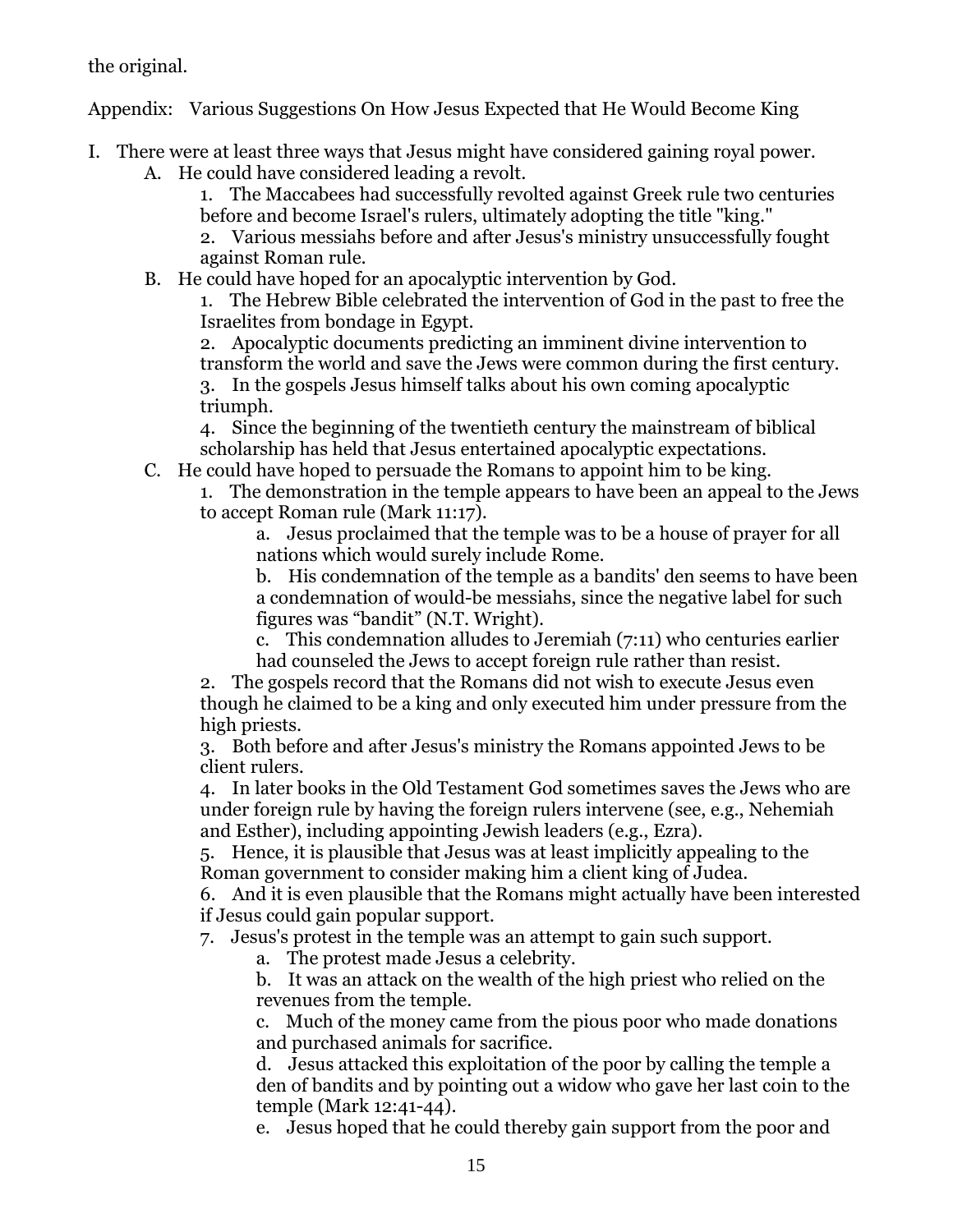the original.

Appendix: Various Suggestions On How Jesus Expected that He Would Become King

I. There were at least three ways that Jesus might have considered gaining royal power.
   A. He could have considered leading a revolt.
      1. The Maccabees had successfully revolted against Greek rule two centuries before and become Israel's rulers, ultimately adopting the title "king."
      2. Various messiahs before and after Jesus's ministry unsuccessfully fought against Roman rule.
   B. He could have hoped for an apocalyptic intervention by God.
      1. The Hebrew Bible celebrated the intervention of God in the past to free the Israelites from bondage in Egypt.
      2. Apocalyptic documents predicting an imminent divine intervention to transform the world and save the Jews were common during the first century.
      3. In the gospels Jesus himself talks about his own coming apocalyptic triumph.
      4. Since the beginning of the twentieth century the mainstream of biblical scholarship has held that Jesus entertained apocalyptic expectations.
   C. He could have hoped to persuade the Romans to appoint him to be king.
      1. The demonstration in the temple appears to have been an appeal to the Jews to accept Roman rule (Mark 11:17).
         a. Jesus proclaimed that the temple was to be a house of prayer for all nations which would surely include Rome.
         b. His condemnation of the temple as a bandits' den seems to have been a condemnation of would-be messiahs, since the negative label for such figures was "bandit" (N.T. Wright).
         c. This condemnation alludes to Jeremiah (7:11) who centuries earlier had counseled the Jews to accept foreign rule rather than resist.
      2. The gospels record that the Romans did not wish to execute Jesus even though he claimed to be a king and only executed him under pressure from the high priests.
      3. Both before and after Jesus's ministry the Romans appointed Jews to be client rulers.
      4. In later books in the Old Testament God sometimes saves the Jews who are under foreign rule by having the foreign rulers intervene (see, e.g., Nehemiah and Esther), including appointing Jewish leaders (e.g., Ezra).
      5. Hence, it is plausible that Jesus was at least implicitly appealing to the Roman government to consider making him a client king of Judea.
      6. And it is even plausible that the Romans might actually have been interested if Jesus could gain popular support.
      7. Jesus's protest in the temple was an attempt to gain such support.
         a. The protest made Jesus a celebrity.
         b. It was an attack on the wealth of the high priest who relied on the revenues from the temple.
         c. Much of the money came from the pious poor who made donations and purchased animals for sacrifice.
         d. Jesus attacked this exploitation of the poor by calling the temple a den of bandits and by pointing out a widow who gave her last coin to the temple (Mark 12:41-44).
         e. Jesus hoped that he could thereby gain support from the poor and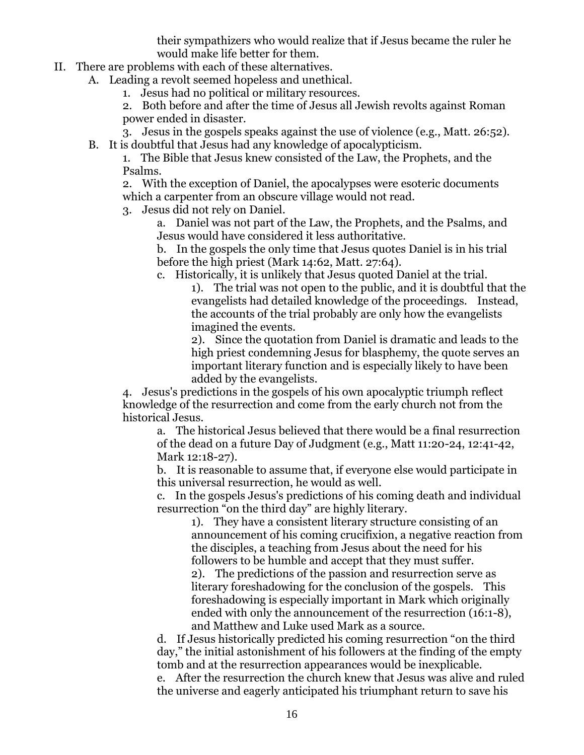their sympathizers who would realize that if Jesus became the ruler he would make life better for them.

II. There are problems with each of these alternatives.
   A. Leading a revolt seemed hopeless and unethical.
      1. Jesus had no political or military resources.
      2. Both before and after the time of Jesus all Jewish revolts against Roman power ended in disaster.
      3. Jesus in the gospels speaks against the use of violence (e.g., Matt. 26:52).
   B. It is doubtful that Jesus had any knowledge of apocalypticism.
      1. The Bible that Jesus knew consisted of the Law, the Prophets, and the Psalms.
      2. With the exception of Daniel, the apocalypses were esoteric documents which a carpenter from an obscure village would not read.
      3. Jesus did not rely on Daniel.
         a. Daniel was not part of the Law, the Prophets, and the Psalms, and Jesus would have considered it less authoritative.
         b. In the gospels the only time that Jesus quotes Daniel is in his trial before the high priest (Mark 14:62, Matt. 27:64).
         c. Historically, it is unlikely that Jesus quoted Daniel at the trial.
            1). The trial was not open to the public, and it is doubtful that the evangelists had detailed knowledge of the proceedings. Instead, the accounts of the trial probably are only how the evangelists imagined the events.
            2). Since the quotation from Daniel is dramatic and leads to the high priest condemning Jesus for blasphemy, the quote serves an important literary function and is especially likely to have been added by the evangelists.
      4. Jesus's predictions in the gospels of his own apocalyptic triumph reflect knowledge of the resurrection and come from the early church not from the historical Jesus.
         a. The historical Jesus believed that there would be a final resurrection of the dead on a future Day of Judgment (e.g., Matt 11:20-24, 12:41-42, Mark 12:18-27).
         b. It is reasonable to assume that, if everyone else would participate in this universal resurrection, he would as well.
         c. In the gospels Jesus's predictions of his coming death and individual resurrection "on the third day" are highly literary.
            1). They have a consistent literary structure consisting of an announcement of his coming crucifixion, a negative reaction from the disciples, a teaching from Jesus about the need for his followers to be humble and accept that they must suffer.
            2). The predictions of the passion and resurrection serve as literary foreshadowing for the conclusion of the gospels. This foreshadowing is especially important in Mark which originally ended with only the announcement of the resurrection (16:1-8), and Matthew and Luke used Mark as a source.
         d. If Jesus historically predicted his coming resurrection "on the third day," the initial astonishment of his followers at the finding of the empty tomb and at the resurrection appearances would be inexplicable.
         e. After the resurrection the church knew that Jesus was alive and ruled the universe and eagerly anticipated his triumphant return to save his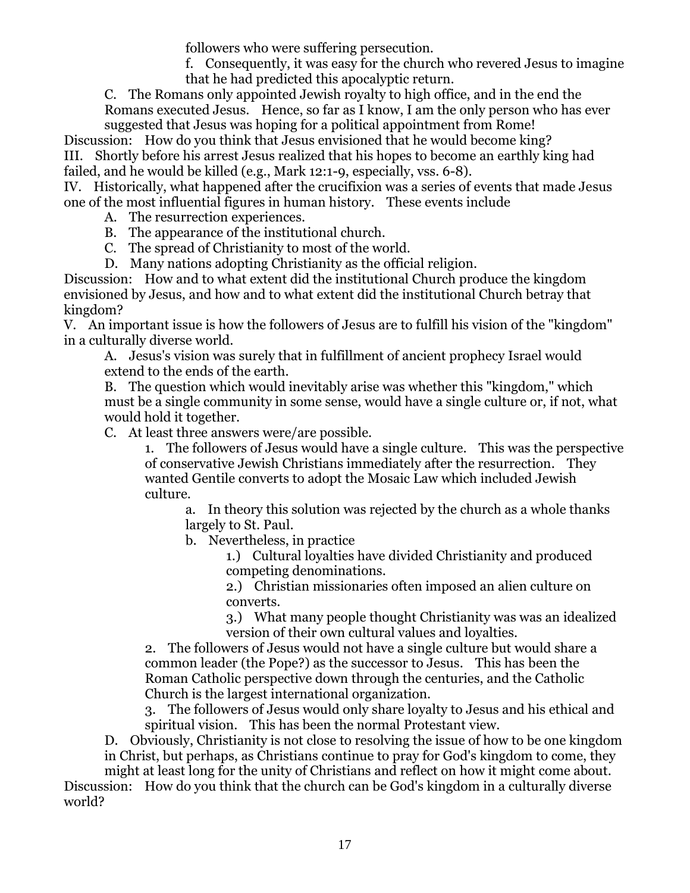followers who were suffering persecution.

f. Consequently, it was easy for the church who revered Jesus to imagine that he had predicted this apocalyptic return.

C. The Romans only appointed Jewish royalty to high office, and in the end the Romans executed Jesus. Hence, so far as I know, I am the only person who has ever suggested that Jesus was hoping for a political appointment from Rome!

Discussion: How do you think that Jesus envisioned that he would become king?

III. Shortly before his arrest Jesus realized that his hopes to become an earthly king had failed, and he would be killed (e.g., Mark 12:1-9, especially, vss. 6-8).

IV. Historically, what happened after the crucifixion was a series of events that made Jesus one of the most influential figures in human history. These events include

A. The resurrection experiences.

B. The appearance of the institutional church.

C. The spread of Christianity to most of the world.

D. Many nations adopting Christianity as the official religion.

Discussion: How and to what extent did the institutional Church produce the kingdom envisioned by Jesus, and how and to what extent did the institutional Church betray that kingdom?

V. An important issue is how the followers of Jesus are to fulfill his vision of the "kingdom" in a culturally diverse world.

A. Jesus's vision was surely that in fulfillment of ancient prophecy Israel would extend to the ends of the earth.

B. The question which would inevitably arise was whether this "kingdom," which must be a single community in some sense, would have a single culture or, if not, what would hold it together.

C. At least three answers were/are possible.

1. The followers of Jesus would have a single culture. This was the perspective of conservative Jewish Christians immediately after the resurrection. They wanted Gentile converts to adopt the Mosaic Law which included Jewish culture.

a. In theory this solution was rejected by the church as a whole thanks largely to St. Paul.

b. Nevertheless, in practice

1.) Cultural loyalties have divided Christianity and produced competing denominations.

2.) Christian missionaries often imposed an alien culture on converts.

3.) What many people thought Christianity was was an idealized version of their own cultural values and loyalties.

2. The followers of Jesus would not have a single culture but would share a common leader (the Pope?) as the successor to Jesus. This has been the Roman Catholic perspective down through the centuries, and the Catholic Church is the largest international organization.

3. The followers of Jesus would only share loyalty to Jesus and his ethical and spiritual vision. This has been the normal Protestant view.

D. Obviously, Christianity is not close to resolving the issue of how to be one kingdom in Christ, but perhaps, as Christians continue to pray for God's kingdom to come, they might at least long for the unity of Christians and reflect on how it might come about.

Discussion: How do you think that the church can be God's kingdom in a culturally diverse world?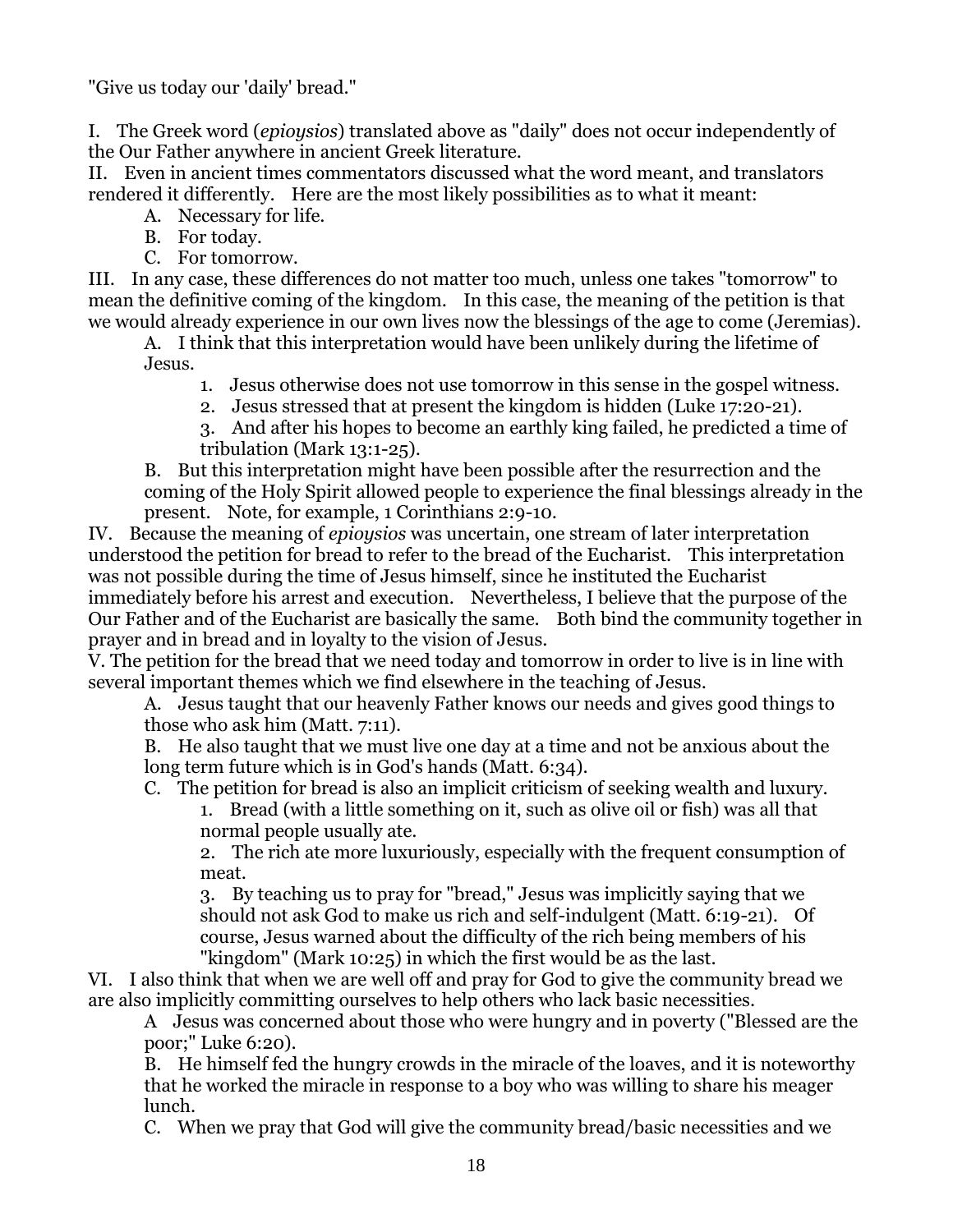"Give us today our 'daily' bread."

I. The Greek word (*epioysios*) translated above as "daily" does not occur independently of the Our Father anywhere in ancient Greek literature.

II. Even in ancient times commentators discussed what the word meant, and translators rendered it differently. Here are the most likely possibilities as to what it meant:

- A. Necessary for life.
- B. For today.
- C. For tomorrow.

III. In any case, these differences do not matter too much, unless one takes "tomorrow" to mean the definitive coming of the kingdom. In this case, the meaning of the petition is that we would already experience in our own lives now the blessings of the age to come (Jeremias).

- A. I think that this interpretation would have been unlikely during the lifetime of Jesus.
  1. Jesus otherwise does not use tomorrow in this sense in the gospel witness.
  2. Jesus stressed that at present the kingdom is hidden (Luke 17:20-21).
  3. And after his hopes to become an earthly king failed, he predicted a time of tribulation (Mark 13:1-25).
- B. But this interpretation might have been possible after the resurrection and the coming of the Holy Spirit allowed people to experience the final blessings already in the present. Note, for example, 1 Corinthians 2:9-10.

IV. Because the meaning of *epioysios* was uncertain, one stream of later interpretation understood the petition for bread to refer to the bread of the Eucharist. This interpretation was not possible during the time of Jesus himself, since he instituted the Eucharist immediately before his arrest and execution. Nevertheless, I believe that the purpose of the Our Father and of the Eucharist are basically the same. Both bind the community together in prayer and in bread and in loyalty to the vision of Jesus.

V. The petition for the bread that we need today and tomorrow in order to live is in line with several important themes which we find elsewhere in the teaching of Jesus.

- A. Jesus taught that our heavenly Father knows our needs and gives good things to those who ask him (Matt. 7:11).
- B. He also taught that we must live one day at a time and not be anxious about the long term future which is in God's hands (Matt. 6:34).
- C. The petition for bread is also an implicit criticism of seeking wealth and luxury.
  1. Bread (with a little something on it, such as olive oil or fish) was all that normal people usually ate.
  2. The rich ate more luxuriously, especially with the frequent consumption of meat.
  3. By teaching us to pray for "bread," Jesus was implicitly saying that we should not ask God to make us rich and self-indulgent (Matt. 6:19-21). Of course, Jesus warned about the difficulty of the rich being members of his "kingdom" (Mark 10:25) in which the first would be as the last.

VI. I also think that when we are well off and pray for God to give the community bread we are also implicitly committing ourselves to help others who lack basic necessities.

- A Jesus was concerned about those who were hungry and in poverty ("Blessed are the poor;" Luke 6:20).
- B. He himself fed the hungry crowds in the miracle of the loaves, and it is noteworthy that he worked the miracle in response to a boy who was willing to share his meager lunch.
- C. When we pray that God will give the community bread/basic necessities and we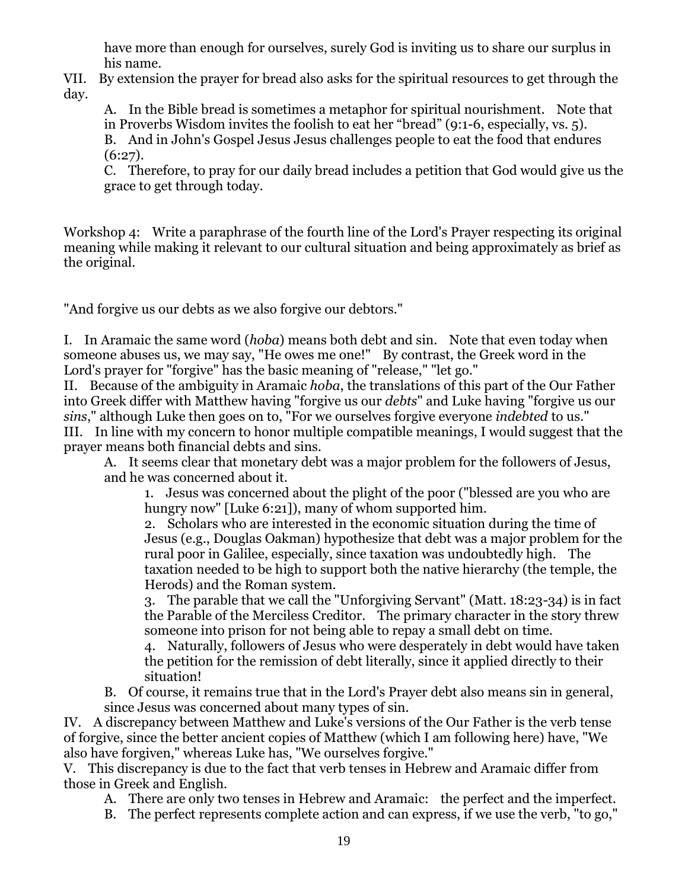have more than enough for ourselves, surely God is inviting us to share our surplus in his name.

VII. By extension the prayer for bread also asks for the spiritual resources to get through the day.

A. In the Bible bread is sometimes a metaphor for spiritual nourishment. Note that in Proverbs Wisdom invites the foolish to eat her "bread" (9:1-6, especially, vs. 5).

B. And in John's Gospel Jesus Jesus challenges people to eat the food that endures (6:27).

C. Therefore, to pray for our daily bread includes a petition that God would give us the grace to get through today.

Workshop 4: Write a paraphrase of the fourth line of the Lord's Prayer respecting its original meaning while making it relevant to our cultural situation and being approximately as brief as the original.

"And forgive us our debts as we also forgive our debtors."

I. In Aramaic the same word (*hoba*) means both debt and sin. Note that even today when someone abuses us, we may say, "He owes me one!" By contrast, the Greek word in the Lord's prayer for "forgive" has the basic meaning of "release," "let go."

II. Because of the ambiguity in Aramaic *hoba*, the translations of this part of the Our Father into Greek differ with Matthew having "forgive us our *debts*" and Luke having "forgive us our *sins*," although Luke then goes on to, "For we ourselves forgive everyone *indebted* to us."

III. In line with my concern to honor multiple compatible meanings, I would suggest that the prayer means both financial debts and sins.

A. It seems clear that monetary debt was a major problem for the followers of Jesus, and he was concerned about it.

1. Jesus was concerned about the plight of the poor ("blessed are you who are hungry now" [Luke 6:21]), many of whom supported him.

2. Scholars who are interested in the economic situation during the time of Jesus (e.g., Douglas Oakman) hypothesize that debt was a major problem for the rural poor in Galilee, especially, since taxation was undoubtedly high. The taxation needed to be high to support both the native hierarchy (the temple, the Herods) and the Roman system.

3. The parable that we call the "Unforgiving Servant" (Matt. 18:23-34) is in fact the Parable of the Merciless Creditor. The primary character in the story threw someone into prison for not being able to repay a small debt on time.

4. Naturally, followers of Jesus who were desperately in debt would have taken the petition for the remission of debt literally, since it applied directly to their situation!

B. Of course, it remains true that in the Lord's Prayer debt also means sin in general, since Jesus was concerned about many types of sin.

IV. A discrepancy between Matthew and Luke's versions of the Our Father is the verb tense of forgive, since the better ancient copies of Matthew (which I am following here) have, "We also have forgiven," whereas Luke has, "We ourselves forgive."

V. This discrepancy is due to the fact that verb tenses in Hebrew and Aramaic differ from those in Greek and English.

A. There are only two tenses in Hebrew and Aramaic: the perfect and the imperfect.

B. The perfect represents complete action and can express, if we use the verb, "to go,"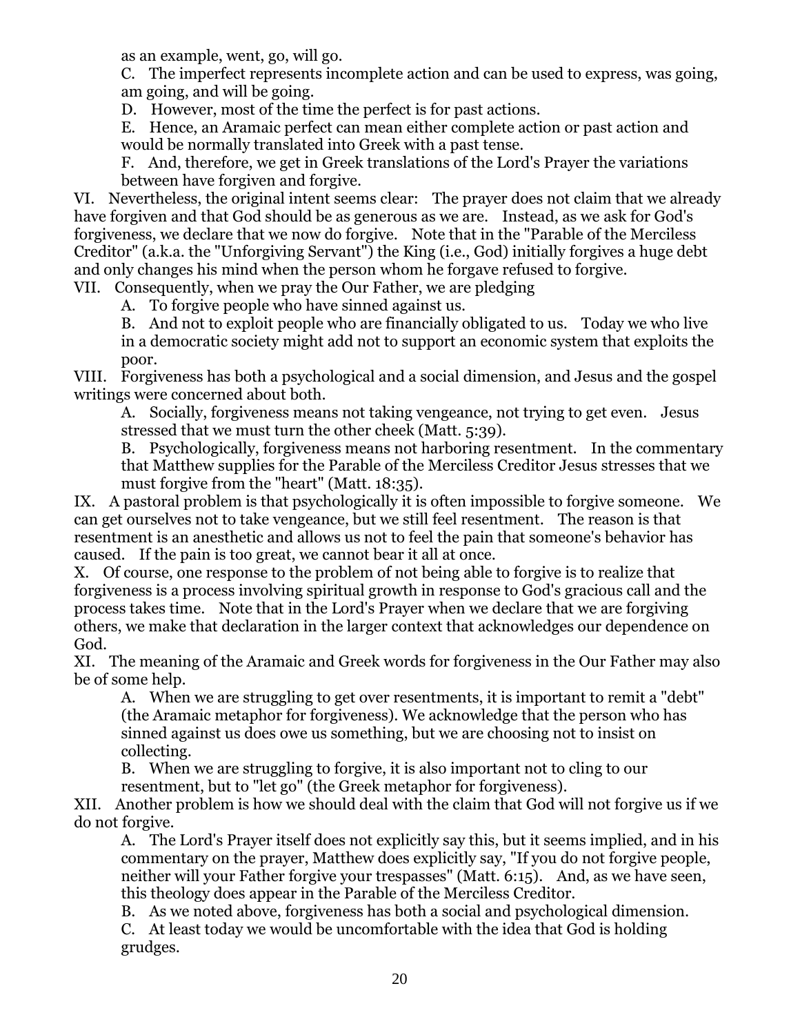as an example, went, go, will go.

C. The imperfect represents incomplete action and can be used to express, was going, am going, and will be going.

D. However, most of the time the perfect is for past actions.

E. Hence, an Aramaic perfect can mean either complete action or past action and would be normally translated into Greek with a past tense.

F. And, therefore, we get in Greek translations of the Lord's Prayer the variations between have forgiven and forgive.

VI. Nevertheless, the original intent seems clear: The prayer does not claim that we already have forgiven and that God should be as generous as we are. Instead, as we ask for God's forgiveness, we declare that we now do forgive. Note that in the "Parable of the Merciless Creditor" (a.k.a. the "Unforgiving Servant") the King (i.e., God) initially forgives a huge debt and only changes his mind when the person whom he forgave refused to forgive.

VII. Consequently, when we pray the Our Father, we are pledging

A. To forgive people who have sinned against us.

B. And not to exploit people who are financially obligated to us. Today we who live in a democratic society might add not to support an economic system that exploits the poor.

VIII. Forgiveness has both a psychological and a social dimension, and Jesus and the gospel writings were concerned about both.

A. Socially, forgiveness means not taking vengeance, not trying to get even. Jesus stressed that we must turn the other cheek (Matt. 5:39).

B. Psychologically, forgiveness means not harboring resentment. In the commentary that Matthew supplies for the Parable of the Merciless Creditor Jesus stresses that we must forgive from the "heart" (Matt. 18:35).

IX. A pastoral problem is that psychologically it is often impossible to forgive someone. We can get ourselves not to take vengeance, but we still feel resentment. The reason is that resentment is an anesthetic and allows us not to feel the pain that someone's behavior has caused. If the pain is too great, we cannot bear it all at once.

X. Of course, one response to the problem of not being able to forgive is to realize that forgiveness is a process involving spiritual growth in response to God's gracious call and the process takes time. Note that in the Lord's Prayer when we declare that we are forgiving others, we make that declaration in the larger context that acknowledges our dependence on God.

XI. The meaning of the Aramaic and Greek words for forgiveness in the Our Father may also be of some help.

A. When we are struggling to get over resentments, it is important to remit a "debt" (the Aramaic metaphor for forgiveness). We acknowledge that the person who has sinned against us does owe us something, but we are choosing not to insist on collecting.

B. When we are struggling to forgive, it is also important not to cling to our resentment, but to "let go" (the Greek metaphor for forgiveness).

XII. Another problem is how we should deal with the claim that God will not forgive us if we do not forgive.

A. The Lord's Prayer itself does not explicitly say this, but it seems implied, and in his commentary on the prayer, Matthew does explicitly say, "If you do not forgive people, neither will your Father forgive your trespasses" (Matt. 6:15). And, as we have seen, this theology does appear in the Parable of the Merciless Creditor.

B. As we noted above, forgiveness has both a social and psychological dimension.

C. At least today we would be uncomfortable with the idea that God is holding grudges.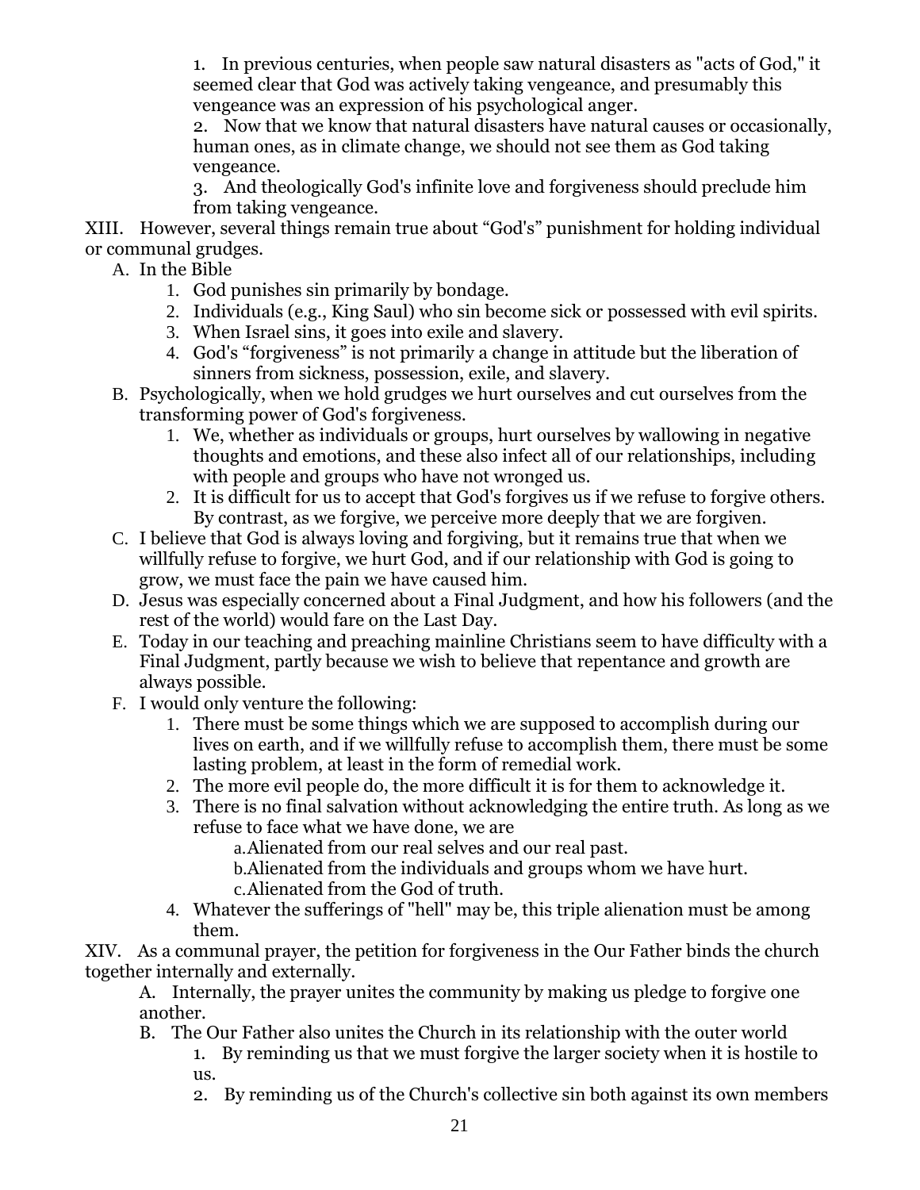1. In previous centuries, when people saw natural disasters as "acts of God," it seemed clear that God was actively taking vengeance, and presumably this vengeance was an expression of his psychological anger.
2. Now that we know that natural disasters have natural causes or occasionally, human ones, as in climate change, we should not see them as God taking vengeance.
3. And theologically God's infinite love and forgiveness should preclude him from taking vengeance.

XIII. However, several things remain true about "God's" punishment for holding individual or communal grudges.

A. In the Bible
  1. God punishes sin primarily by bondage.
  2. Individuals (e.g., King Saul) who sin become sick or possessed with evil spirits.
  3. When Israel sins, it goes into exile and slavery.
  4. God's "forgiveness" is not primarily a change in attitude but the liberation of sinners from sickness, possession, exile, and slavery.

B. Psychologically, when we hold grudges we hurt ourselves and cut ourselves from the transforming power of God's forgiveness.
  1. We, whether as individuals or groups, hurt ourselves by wallowing in negative thoughts and emotions, and these also infect all of our relationships, including with people and groups who have not wronged us.
  2. It is difficult for us to accept that God's forgives us if we refuse to forgive others. By contrast, as we forgive, we perceive more deeply that we are forgiven.

C. I believe that God is always loving and forgiving, but it remains true that when we willfully refuse to forgive, we hurt God, and if our relationship with God is going to grow, we must face the pain we have caused him.

D. Jesus was especially concerned about a Final Judgment, and how his followers (and the rest of the world) would fare on the Last Day.

E. Today in our teaching and preaching mainline Christians seem to have difficulty with a Final Judgment, partly because we wish to believe that repentance and growth are always possible.

F. I would only venture the following:
  1. There must be some things which we are supposed to accomplish during our lives on earth, and if we willfully refuse to accomplish them, there must be some lasting problem, at least in the form of remedial work.
  2. The more evil people do, the more difficult it is for them to acknowledge it.
  3. There is no final salvation without acknowledging the entire truth. As long as we refuse to face what we have done, we are
     a. Alienated from our real selves and our real past.
     b. Alienated from the individuals and groups whom we have hurt.
     c. Alienated from the God of truth.
  4. Whatever the sufferings of "hell" may be, this triple alienation must be among them.

XIV. As a communal prayer, the petition for forgiveness in the Our Father binds the church together internally and externally.

A. Internally, the prayer unites the community by making us pledge to forgive one another.

B. The Our Father also unites the Church in its relationship with the outer world
  1. By reminding us that we must forgive the larger society when it is hostile to us.
  2. By reminding us of the Church's collective sin both against its own members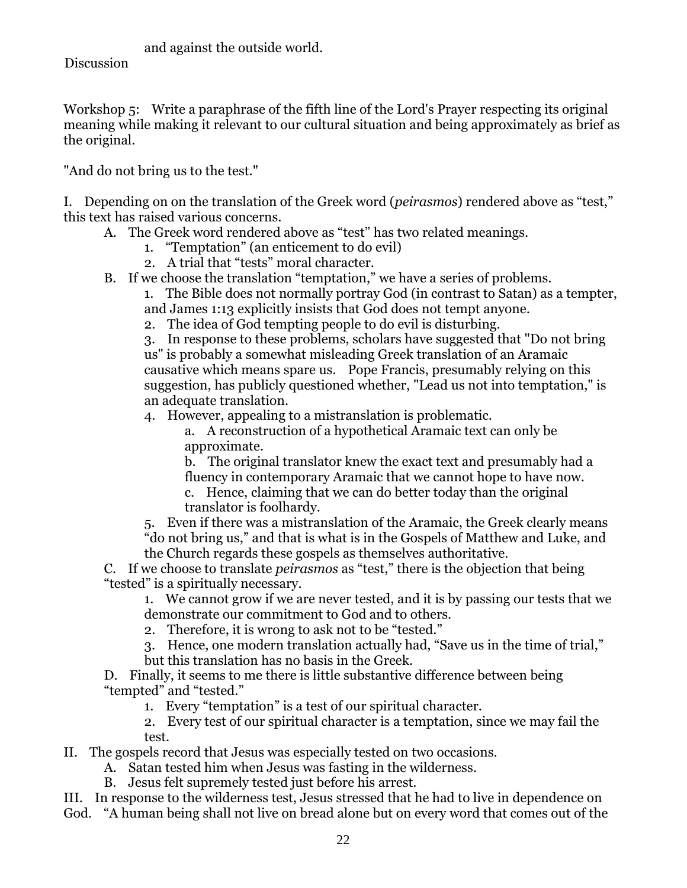and against the outside world.

Discussion

Workshop 5: Write a paraphrase of the fifth line of the Lord's Prayer respecting its original meaning while making it relevant to our cultural situation and being approximately as brief as the original.

"And do not bring us to the test."

I. Depending on on the translation of the Greek word (*peirasmos*) rendered above as "test," this text has raised various concerns.

- A. The Greek word rendered above as "test" has two related meanings.
  1. "Temptation" (an enticement to do evil)
  2. A trial that "tests" moral character.
- B. If we choose the translation "temptation," we have a series of problems.
  1. The Bible does not normally portray God (in contrast to Satan) as a tempter, and James 1:13 explicitly insists that God does not tempt anyone.
  2. The idea of God tempting people to do evil is disturbing.
  3. In response to these problems, scholars have suggested that "Do not bring us" is probably a somewhat misleading Greek translation of an Aramaic causative which means spare us. Pope Francis, presumably relying on this suggestion, has publicly questioned whether, "Lead us not into temptation," is an adequate translation.
  4. However, appealing to a mistranslation is problematic.
     - a. A reconstruction of a hypothetical Aramaic text can only be approximate.
     - b. The original translator knew the exact text and presumably had a fluency in contemporary Aramaic that we cannot hope to have now.
     - c. Hence, claiming that we can do better today than the original translator is foolhardy.
  5. Even if there was a mistranslation of the Aramaic, the Greek clearly means "do not bring us," and that is what is in the Gospels of Matthew and Luke, and the Church regards these gospels as themselves authoritative.
- C. If we choose to translate *peirasmos* as "test," there is the objection that being "tested" is a spiritually necessary.
  1. We cannot grow if we are never tested, and it is by passing our tests that we demonstrate our commitment to God and to others.
  2. Therefore, it is wrong to ask not to be "tested."
  3. Hence, one modern translation actually had, "Save us in the time of trial," but this translation has no basis in the Greek.
- D. Finally, it seems to me there is little substantive difference between being "tempted" and "tested."
  1. Every "temptation" is a test of our spiritual character.
  2. Every test of our spiritual character is a temptation, since we may fail the test.

II. The gospels record that Jesus was especially tested on two occasions.

- A. Satan tested him when Jesus was fasting in the wilderness.
- B. Jesus felt supremely tested just before his arrest.

III. In response to the wilderness test, Jesus stressed that he had to live in dependence on God. "A human being shall not live on bread alone but on every word that comes out of the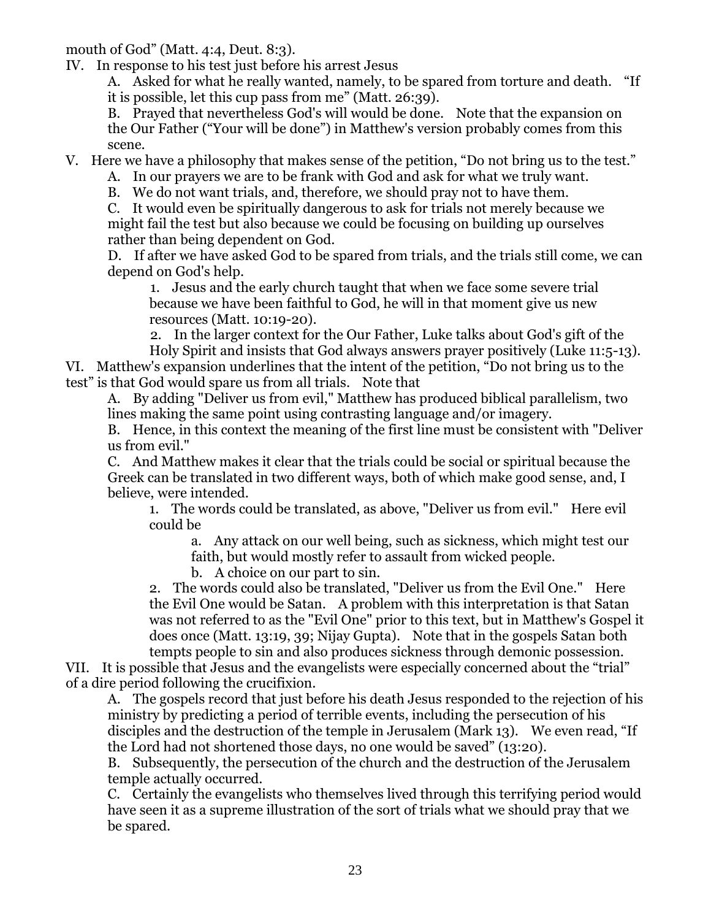mouth of God" (Matt. 4:4, Deut. 8:3).

IV. In response to his test just before his arrest Jesus

A. Asked for what he really wanted, namely, to be spared from torture and death. "If it is possible, let this cup pass from me" (Matt. 26:39).

B. Prayed that nevertheless God's will would be done. Note that the expansion on the Our Father ("Your will be done") in Matthew's version probably comes from this scene.

V. Here we have a philosophy that makes sense of the petition, "Do not bring us to the test."

A. In our prayers we are to be frank with God and ask for what we truly want.

B. We do not want trials, and, therefore, we should pray not to have them.

C. It would even be spiritually dangerous to ask for trials not merely because we might fail the test but also because we could be focusing on building up ourselves rather than being dependent on God.

D. If after we have asked God to be spared from trials, and the trials still come, we can depend on God's help.

1. Jesus and the early church taught that when we face some severe trial because we have been faithful to God, he will in that moment give us new resources (Matt. 10:19-20).

2. In the larger context for the Our Father, Luke talks about God's gift of the Holy Spirit and insists that God always answers prayer positively (Luke 11:5-13).

VI. Matthew's expansion underlines that the intent of the petition, "Do not bring us to the test" is that God would spare us from all trials. Note that

A. By adding "Deliver us from evil," Matthew has produced biblical parallelism, two lines making the same point using contrasting language and/or imagery.

B. Hence, in this context the meaning of the first line must be consistent with "Deliver us from evil."

C. And Matthew makes it clear that the trials could be social or spiritual because the Greek can be translated in two different ways, both of which make good sense, and, I believe, were intended.

1. The words could be translated, as above, "Deliver us from evil." Here evil could be

a. Any attack on our well being, such as sickness, which might test our faith, but would mostly refer to assault from wicked people.

b. A choice on our part to sin.

2. The words could also be translated, "Deliver us from the Evil One." Here the Evil One would be Satan. A problem with this interpretation is that Satan was not referred to as the "Evil One" prior to this text, but in Matthew's Gospel it does once (Matt. 13:19, 39; Nijay Gupta). Note that in the gospels Satan both tempts people to sin and also produces sickness through demonic possession.

VII. It is possible that Jesus and the evangelists were especially concerned about the "trial" of a dire period following the crucifixion.

A. The gospels record that just before his death Jesus responded to the rejection of his ministry by predicting a period of terrible events, including the persecution of his disciples and the destruction of the temple in Jerusalem (Mark 13). We even read, "If the Lord had not shortened those days, no one would be saved" (13:20).

B. Subsequently, the persecution of the church and the destruction of the Jerusalem temple actually occurred.

C. Certainly the evangelists who themselves lived through this terrifying period would have seen it as a supreme illustration of the sort of trials what we should pray that we be spared.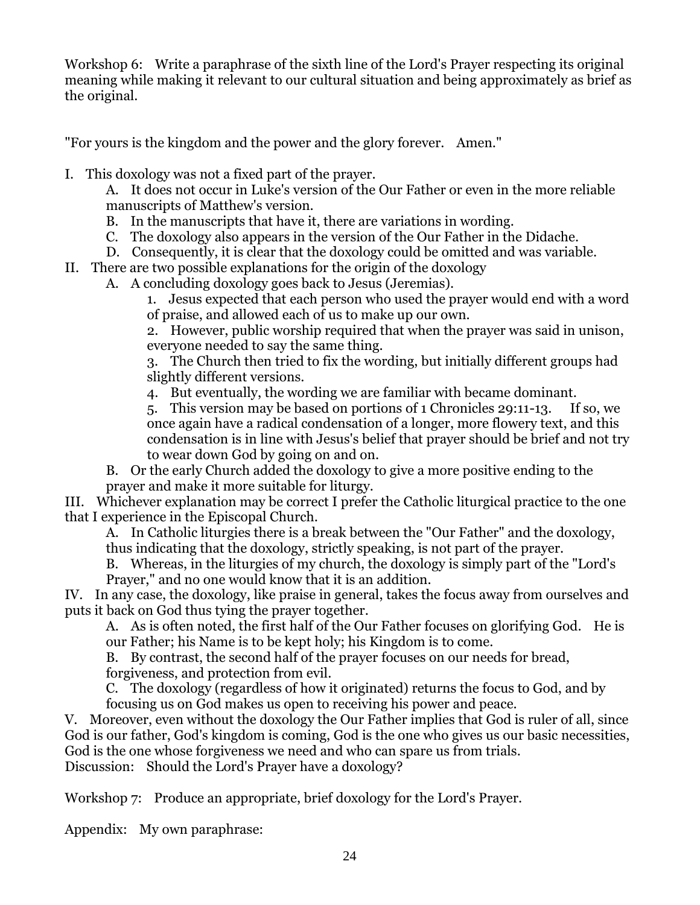Workshop 6: Write a paraphrase of the sixth line of the Lord's Prayer respecting its original meaning while making it relevant to our cultural situation and being approximately as brief as the original.

"For yours is the kingdom and the power and the glory forever. Amen."

I. This doxology was not a fixed part of the prayer.

  A. It does not occur in Luke's version of the Our Father or even in the more reliable manuscripts of Matthew's version.

  B. In the manuscripts that have it, there are variations in wording.

  C. The doxology also appears in the version of the Our Father in the Didache.

  D. Consequently, it is clear that the doxology could be omitted and was variable.

II. There are two possible explanations for the origin of the doxology

  A. A concluding doxology goes back to Jesus (Jeremias).

    1. Jesus expected that each person who used the prayer would end with a word of praise, and allowed each of us to make up our own.

    2. However, public worship required that when the prayer was said in unison, everyone needed to say the same thing.

    3. The Church then tried to fix the wording, but initially different groups had slightly different versions.

    4. But eventually, the wording we are familiar with became dominant.

    5. This version may be based on portions of 1 Chronicles 29:11-13. If so, we once again have a radical condensation of a longer, more flowery text, and this condensation is in line with Jesus's belief that prayer should be brief and not try to wear down God by going on and on.

  B. Or the early Church added the doxology to give a more positive ending to the prayer and make it more suitable for liturgy.

III. Whichever explanation may be correct I prefer the Catholic liturgical practice to the one that I experience in the Episcopal Church.

  A. In Catholic liturgies there is a break between the "Our Father" and the doxology, thus indicating that the doxology, strictly speaking, is not part of the prayer.

  B. Whereas, in the liturgies of my church, the doxology is simply part of the "Lord's Prayer," and no one would know that it is an addition.

IV. In any case, the doxology, like praise in general, takes the focus away from ourselves and puts it back on God thus tying the prayer together.

  A. As is often noted, the first half of the Our Father focuses on glorifying God. He is our Father; his Name is to be kept holy; his Kingdom is to come.

  B. By contrast, the second half of the prayer focuses on our needs for bread, forgiveness, and protection from evil.

  C. The doxology (regardless of how it originated) returns the focus to God, and by focusing us on God makes us open to receiving his power and peace.

V. Moreover, even without the doxology the Our Father implies that God is ruler of all, since God is our father, God's kingdom is coming, God is the one who gives us our basic necessities, God is the one whose forgiveness we need and who can spare us from trials.

Discussion: Should the Lord's Prayer have a doxology?

Workshop 7: Produce an appropriate, brief doxology for the Lord's Prayer.

Appendix: My own paraphrase: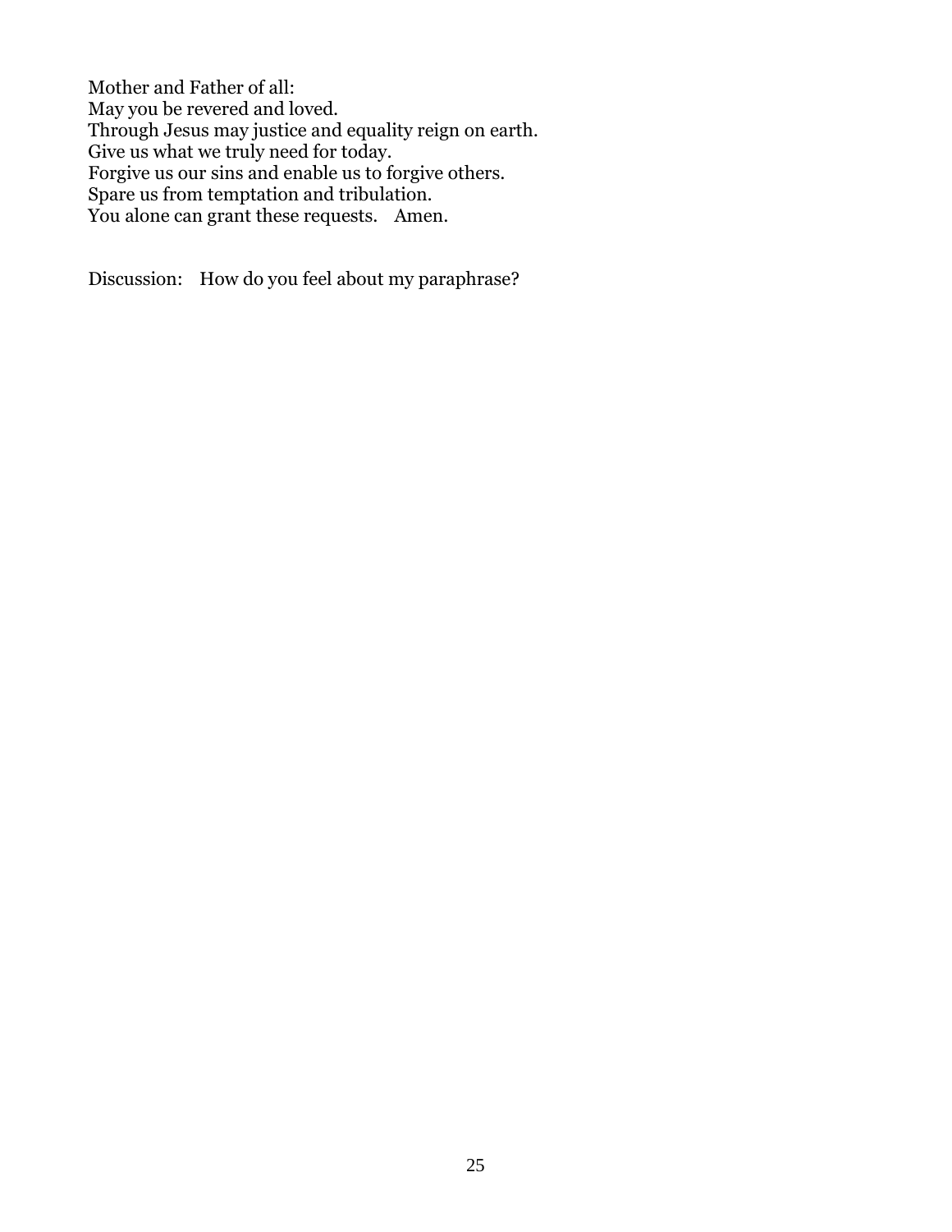Mother and Father of all:
May you be revered and loved.
Through Jesus may justice and equality reign on earth.
Give us what we truly need for today.
Forgive us our sins and enable us to forgive others.
Spare us from temptation and tribulation.
You alone can grant these requests. Amen.

Discussion: How do you feel about my paraphrase?